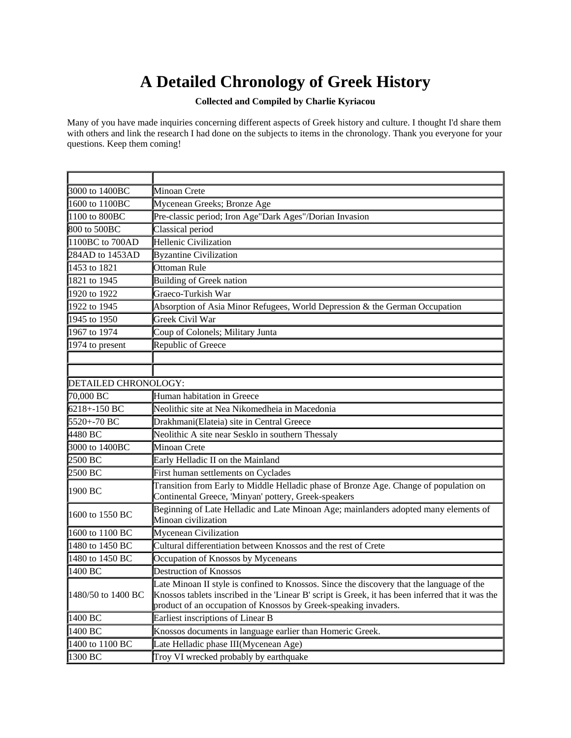# A Detailed Chronology of Greek History

**Collected and Compiled by Charlie Kyriacou**

Many of you have made inquiries concerning different aspects of Greek history and culture. I thought I'd share them with others and link the research I had done on the subjects to items in the chronology. Thank you everyone for your questions. Keep them coming!

| | |
|---|---|
| 3000 to 1400BC | Minoan Crete |
| 1600 to 1100BC | Mycenean Greeks; Bronze Age |
| 1100 to 800BC | Pre-classic period; Iron Age"Dark Ages"/Dorian Invasion |
| 800 to 500BC | Classical period |
| 1100BC to 700AD | Hellenic Civilization |
| 284AD to 1453AD | Byzantine Civilization |
| 1453 to 1821 | Ottoman Rule |
| 1821 to 1945 | Building of Greek nation |
| 1920 to 1922 | Graeco-Turkish War |
| 1922 to 1945 | Absorption of Asia Minor Refugees, World Depression & the German Occupation |
| 1945 to 1950 | Greek Civil War |
| 1967 to 1974 | Coup of Colonels; Military Junta |
| 1974 to present | Republic of Greece |
| | |
| | |
| DETAILED CHRONOLOGY: | |
| 70,000 BC | Human habitation in Greece |
| 6218+-150 BC | Neolithic site at Nea Nikomedheia in Macedonia |
| 5520+-70 BC | Drakhmani(Elateia) site in Central Greece |
| 4480 BC | Neolithic A site near Sesklo in southern Thessaly |
| 3000 to 1400BC | Minoan Crete |
| 2500 BC | Early Helladic II on the Mainland |
| 2500 BC | First human settlements on Cyclades |
| 1900 BC | Transition from Early to Middle Helladic phase of Bronze Age. Change of population on Continental Greece, 'Minyan' pottery, Greek-speakers |
| 1600 to 1550 BC | Beginning of Late Helladic and Late Minoan Age; mainlanders adopted many elements of Minoan civilization |
| 1600 to 1100 BC | Mycenean Civilization |
| 1480 to 1450 BC | Cultural differentiation between Knossos and the rest of Crete |
| 1480 to 1450 BC | Occupation of Knossos by Myceneans |
| 1400 BC | Destruction of Knossos |
| 1480/50 to 1400 BC | Late Minoan II style is confined to Knossos. Since the discovery that the language of the Knossos tablets inscribed in the 'Linear B' script is Greek, it has been inferred that it was the product of an occupation of Knossos by Greek-speaking invaders. |
| 1400 BC | Earliest inscriptions of Linear B |
| 1400 BC | Knossos documents in language earlier than Homeric Greek. |
| 1400 to 1100 BC | Late Helladic phase III(Mycenean Age) |
| 1300 BC | Troy VI wrecked probably by earthquake |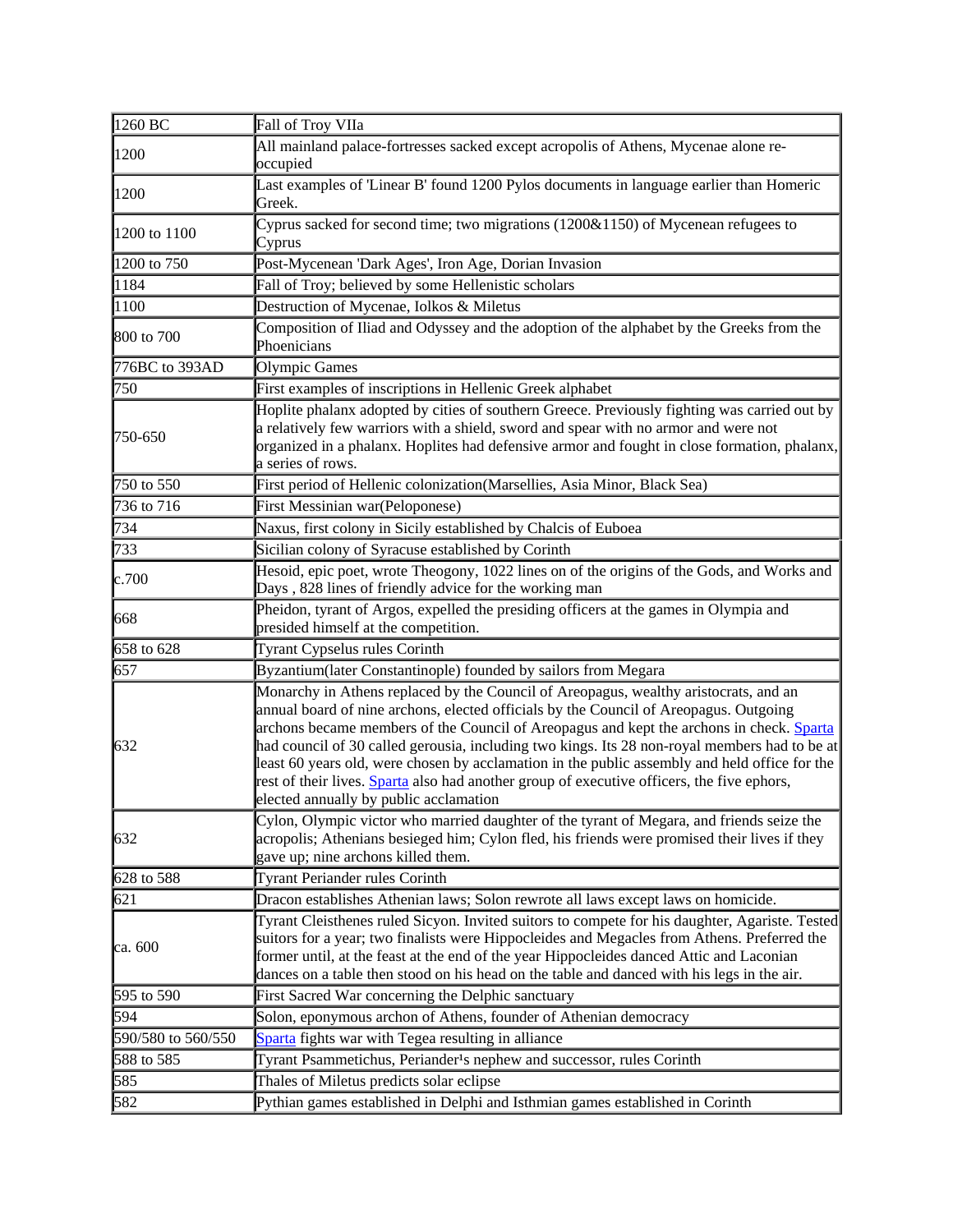| | |
|---|---|
| 1260 BC | Fall of Troy VIIa |
| 1200 | All mainland palace-fortresses sacked except acropolis of Athens, Mycenae alone re-occupied |
| 1200 | Last examples of 'Linear B' found 1200 Pylos documents in language earlier than Homeric Greek. |
| 1200 to 1100 | Cyprus sacked for second time; two migrations (1200&1150) of Mycenean refugees to Cyprus |
| 1200 to 750 | Post-Mycenean 'Dark Ages', Iron Age, Dorian Invasion |
| 1184 | Fall of Troy; believed by some Hellenistic scholars |
| 1100 | Destruction of Mycenae, Iolkos & Miletus |
| 800 to 700 | Composition of Iliad and Odyssey and the adoption of the alphabet by the Greeks from the Phoenicians |
| 776BC to 393AD | Olympic Games |
| 750 | First examples of inscriptions in Hellenic Greek alphabet |
| 750-650 | Hoplite phalanx adopted by cities of southern Greece. Previously fighting was carried out by a relatively few warriors with a shield, sword and spear with no armor and were not organized in a phalanx. Hoplites had defensive armor and fought in close formation, phalanx, a series of rows. |
| 750 to 550 | First period of Hellenic colonization(Marsellies, Asia Minor, Black Sea) |
| 736 to 716 | First Messinian war(Peloponese) |
| 734 | Naxus, first colony in Sicily established by Chalcis of Euboea |
| 733 | Sicilian colony of Syracuse established by Corinth |
| c.700 | Hesoid, epic poet, wrote Theogony, 1022 lines on of the origins of the Gods, and Works and Days , 828 lines of friendly advice for the working man |
| 668 | Pheidon, tyrant of Argos, expelled the presiding officers at the games in Olympia and presided himself at the competition. |
| 658 to 628 | Tyrant Cypselus rules Corinth |
| 657 | Byzantium(later Constantinople) founded by sailors from Megara |
| 632 | Monarchy in Athens replaced by the Council of Areopagus, wealthy aristocrats, and an annual board of nine archons, elected officials by the Council of Areopagus. Outgoing archons became members of the Council of Areopagus and kept the archons in check. Sparta had council of 30 called gerousia, including two kings. Its 28 non-royal members had to be at least 60 years old, were chosen by acclamation in the public assembly and held office for the rest of their lives. Sparta also had another group of executive officers, the five ephors, elected annually by public acclamation |
| 632 | Cylon, Olympic victor who married daughter of the tyrant of Megara, and friends seize the acropolis; Athenians besieged him; Cylon fled, his friends were promised their lives if they gave up; nine archons killed them. |
| 628 to 588 | Tyrant Periander rules Corinth |
| 621 | Dracon establishes Athenian laws; Solon rewrote all laws except laws on homicide. |
| ca. 600 | Tyrant Cleisthenes ruled Sicyon. Invited suitors to compete for his daughter, Agariste. Tested suitors for a year; two finalists were Hippocleides and Megacles from Athens. Preferred the former until, at the feast at the end of the year Hippocleides danced Attic and Laconian dances on a table then stood on his head on the table and danced with his legs in the air. |
| 595 to 590 | First Sacred War concerning the Delphic sanctuary |
| 594 | Solon, eponymous archon of Athens, founder of Athenian democracy |
| 590/580 to 560/550 | Sparta fights war with Tegea resulting in alliance |
| 588 to 585 | Tyrant Psammetichus, Periander¹s nephew and successor, rules Corinth |
| 585 | Thales of Miletus predicts solar eclipse |
| 582 | Pythian games established in Delphi and Isthmian games established in Corinth |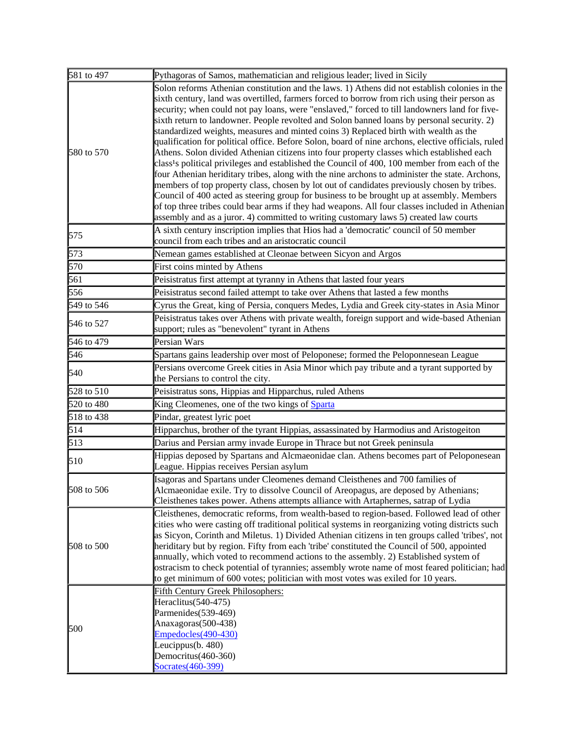| | |
|---|---|
| 581 to 497 | Pythagoras of Samos, mathematician and religious leader; lived in Sicily |
| 580 to 570 | Solon reforms Athenian constitution and the laws. 1) Athens did not establish colonies in the sixth century, land was overtilled, farmers forced to borrow from rich using their person as security; when could not pay loans, were "enslaved," forced to till landowners land for five-sixth return to landowner. People revolted and Solon banned loans by personal security. 2) standardized weights, measures and minted coins 3) Replaced birth with wealth as the qualification for political office. Before Solon, board of nine archons, elective officials, ruled Athens. Solon divided Athenian citizens into four property classes which established each class¹s political privileges and established the Council of 400, 100 member from each of the four Athenian heriditary tribes, along with the nine archons to administer the state. Archons, members of top property class, chosen by lot out of candidates previously chosen by tribes. Council of 400 acted as steering group for business to be brought up at assembly. Members of top three tribes could bear arms if they had weapons. All four classes included in Athenian assembly and as a juror. 4) committed to writing customary laws 5) created law courts |
| 575 | A sixth century inscription implies that Hios had a 'democratic' council of 50 member council from each tribes and an aristocratic council |
| 573 | Nemean games established at Cleonae between Sicyon and Argos |
| 570 | First coins minted by Athens |
| 561 | Peisistratus first attempt at tyranny in Athens that lasted four years |
| 556 | Peisistratus second failed attempt to take over Athens that lasted a few months |
| 549 to 546 | Cyrus the Great, king of Persia, conquers Medes, Lydia and Greek city-states in Asia Minor |
| 546 to 527 | Peisistratus takes over Athens with private wealth, foreign support and wide-based Athenian support; rules as "benevolent" tyrant in Athens |
| 546 to 479 | Persian Wars |
| 546 | Spartans gains leadership over most of Peloponese; formed the Peloponnesean League |
| 540 | Persians overcome Greek cities in Asia Minor which pay tribute and a tyrant supported by the Persians to control the city. |
| 528 to 510 | Peisistratus sons, Hippias and Hipparchus, ruled Athens |
| 520 to 480 | King Cleomenes, one of the two kings of Sparta |
| 518 to 438 | Pindar, greatest lyric poet |
| 514 | Hipparchus, brother of the tyrant Hippias, assassinated by Harmodius and Aristogeiton |
| 513 | Darius and Persian army invade Europe in Thrace but not Greek peninsula |
| 510 | Hippias deposed by Spartans and Alcmaeonidae clan. Athens becomes part of Peloponesean League. Hippias receives Persian asylum |
| 508 to 506 | Isagoras and Spartans under Cleomenes demand Cleisthenes and 700 families of Alcmaeonidae exile. Try to dissolve Council of Areopagus, are deposed by Athenians; Cleisthenes takes power. Athens attempts alliance with Artaphernes, satrap of Lydia |
| 508 to 500 | Cleisthenes, democratic reforms, from wealth-based to region-based. Followed lead of other cities who were casting off traditional political systems in reorganizing voting districts such as Sicyon, Corinth and Miletus. 1) Divided Athenian citizens in ten groups called 'tribes', not heriditary but by region. Fifty from each 'tribe' constituted the Council of 500, appointed annually, which voted to recommend actions to the assembly. 2) Established system of ostracism to check potential of tyrannies; assembly wrote name of most feared politician; had to get minimum of 600 votes; politician with most votes was exiled for 10 years. |
| 500 | Fifth Century Greek Philosophers:<br>Heraclitus(540-475)<br>Parmenides(539-469)<br>Anaxagoras(500-438)<br>Empedocles(490-430)<br>Leucippus(b. 480)<br>Democritus(460-360)<br>Socrates(460-399) |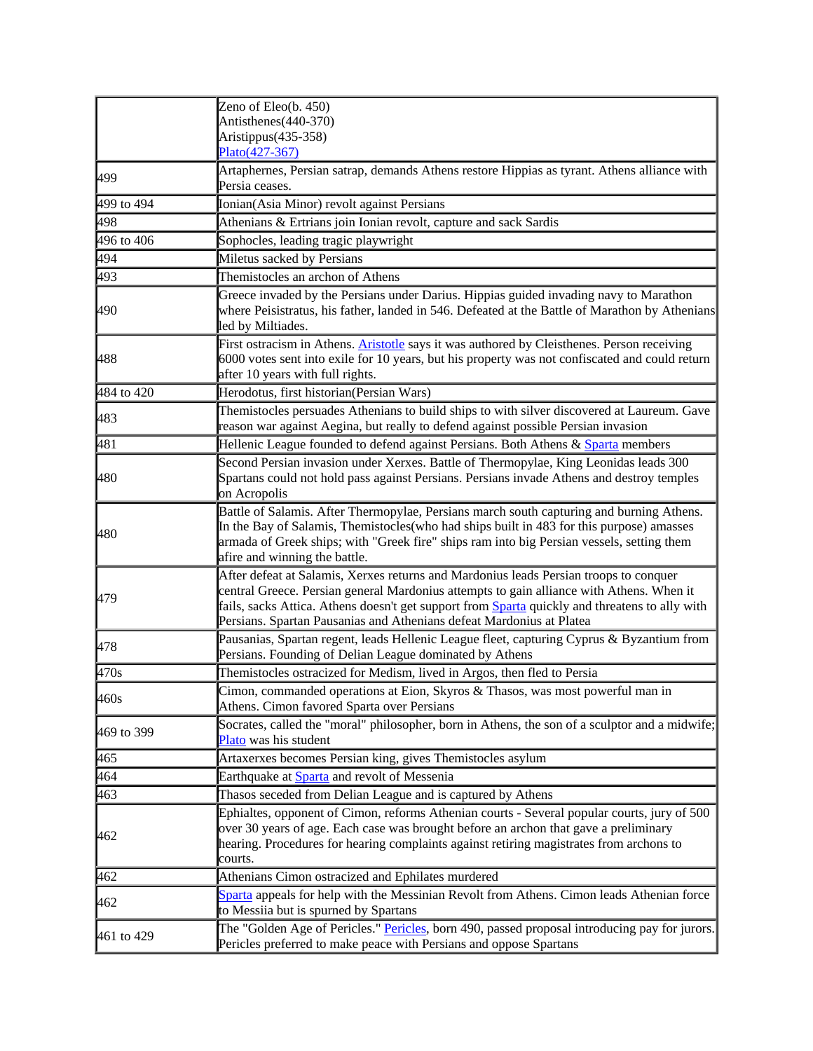| | |
|---|---|
| | Zeno of Eleo(b. 450)<br>Antisthenes(440-370)<br>Aristippus(435-358)<br>Plato(427-367) |
| 499 | Artaphernes, Persian satrap, demands Athens restore Hippias as tyrant. Athens alliance with Persia ceases. |
| 499 to 494 | Ionian(Asia Minor) revolt against Persians |
| 498 | Athenians & Ertrians join Ionian revolt, capture and sack Sardis |
| 496 to 406 | Sophocles, leading tragic playwright |
| 494 | Miletus sacked by Persians |
| 493 | Themistocles an archon of Athens |
| 490 | Greece invaded by the Persians under Darius. Hippias guided invading navy to Marathon where Peisistratus, his father, landed in 546. Defeated at the Battle of Marathon by Athenians led by Miltiades. |
| 488 | First ostracism in Athens. Aristotle says it was authored by Cleisthenes. Person receiving 6000 votes sent into exile for 10 years, but his property was not confiscated and could return after 10 years with full rights. |
| 484 to 420 | Herodotus, first historian(Persian Wars) |
| 483 | Themistocles persuades Athenians to build ships to with silver discovered at Laureum. Gave reason war against Aegina, but really to defend against possible Persian invasion |
| 481 | Hellenic League founded to defend against Persians. Both Athens & Sparta members |
| 480 | Second Persian invasion under Xerxes. Battle of Thermopylae, King Leonidas leads 300 Spartans could not hold pass against Persians. Persians invade Athens and destroy temples on Acropolis |
| 480 | Battle of Salamis. After Thermopylae, Persians march south capturing and burning Athens. In the Bay of Salamis, Themistocles(who had ships built in 483 for this purpose) amasses armada of Greek ships; with "Greek fire" ships ram into big Persian vessels, setting them afire and winning the battle. |
| 479 | After defeat at Salamis, Xerxes returns and Mardonius leads Persian troops to conquer central Greece. Persian general Mardonius attempts to gain alliance with Athens. When it fails, sacks Attica. Athens doesn't get support from Sparta quickly and threatens to ally with Persians. Spartan Pausanias and Athenians defeat Mardonius at Platea |
| 478 | Pausanias, Spartan regent, leads Hellenic League fleet, capturing Cyprus & Byzantium from Persians. Founding of Delian League dominated by Athens |
| 470s | Themistocles ostracized for Medism, lived in Argos, then fled to Persia |
| 460s | Cimon, commanded operations at Eion, Skyros & Thasos, was most powerful man in Athens. Cimon favored Sparta over Persians |
| 469 to 399 | Socrates, called the "moral" philosopher, born in Athens, the son of a sculptor and a midwife; Plato was his student |
| 465 | Artaxerxes becomes Persian king, gives Themistocles asylum |
| 464 | Earthquake at Sparta and revolt of Messenia |
| 463 | Thasos seceded from Delian League and is captured by Athens |
| 462 | Ephialtes, opponent of Cimon, reforms Athenian courts - Several popular courts, jury of 500 over 30 years of age. Each case was brought before an archon that gave a preliminary hearing. Procedures for hearing complaints against retiring magistrates from archons to courts. |
| 462 | Athenians Cimon ostracized and Ephilates murdered |
| 462 | Sparta appeals for help with the Messinian Revolt from Athens. Cimon leads Athenian force to Messiia but is spurned by Spartans |
| 461 to 429 | The "Golden Age of Pericles." Pericles, born 490, passed proposal introducing pay for jurors. Pericles preferred to make peace with Persians and oppose Spartans |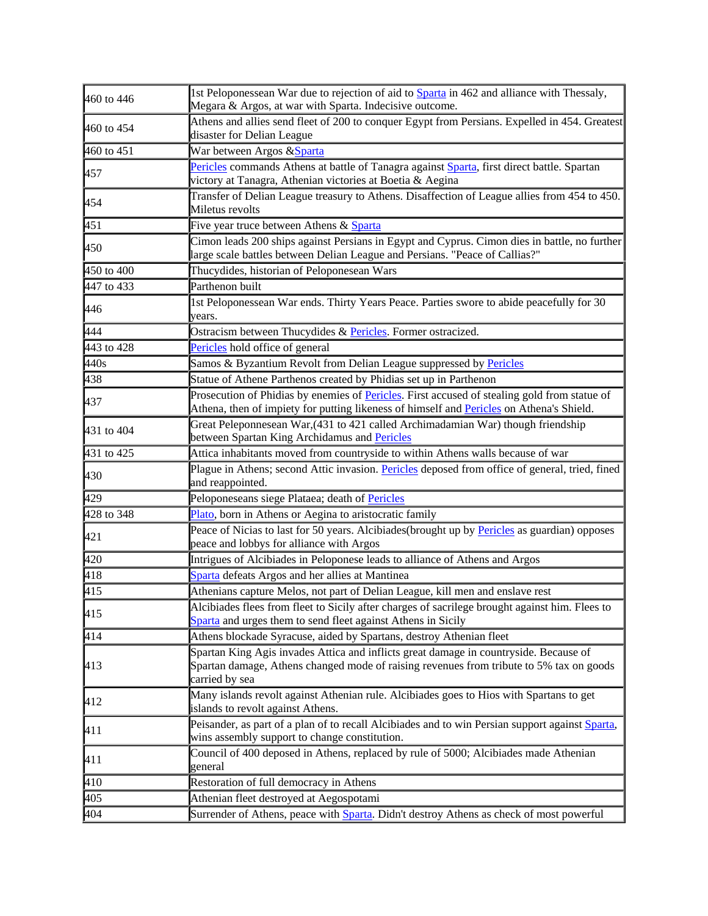| | |
|---|---|
| 460 to 446 | 1st Peloponessean War due to rejection of aid to Sparta in 462 and alliance with Thessaly, Megara & Argos, at war with Sparta. Indecisive outcome. |
| 460 to 454 | Athens and allies send fleet of 200 to conquer Egypt from Persians. Expelled in 454. Greatest disaster for Delian League |
| 460 to 451 | War between Argos &Sparta |
| 457 | Pericles commands Athens at battle of Tanagra against Sparta, first direct battle. Spartan victory at Tanagra, Athenian victories at Boetia & Aegina |
| 454 | Transfer of Delian League treasury to Athens. Disaffection of League allies from 454 to 450. Miletus revolts |
| 451 | Five year truce between Athens & Sparta |
| 450 | Cimon leads 200 ships against Persians in Egypt and Cyprus. Cimon dies in battle, no further large scale battles between Delian League and Persians. "Peace of Callias?" |
| 450 to 400 | Thucydides, historian of Peloponesean Wars |
| 447 to 433 | Parthenon built |
| 446 | 1st Peloponessean War ends. Thirty Years Peace. Parties swore to abide peacefully for 30 years. |
| 444 | Ostracism between Thucydides & Pericles. Former ostracized. |
| 443 to 428 | Pericles hold office of general |
| 440s | Samos & Byzantium Revolt from Delian League suppressed by Pericles |
| 438 | Statue of Athene Parthenos created by Phidias set up in Parthenon |
| 437 | Prosecution of Phidias by enemies of Pericles. First accused of stealing gold from statue of Athena, then of impiety for putting likeness of himself and Pericles on Athena's Shield. |
| 431 to 404 | Great Peleponnesean War,(431 to 421 called Archimadamian War) though friendship between Spartan King Archidamus and Pericles |
| 431 to 425 | Attica inhabitants moved from countryside to within Athens walls because of war |
| 430 | Plague in Athens; second Attic invasion. Pericles deposed from office of general, tried, fined and reappointed. |
| 429 | Peloponeseans siege Plataea; death of Pericles |
| 428 to 348 | Plato, born in Athens or Aegina to aristocratic family |
| 421 | Peace of Nicias to last for 50 years. Alcibiades(brought up by Pericles as guardian) opposes peace and lobbys for alliance with Argos |
| 420 | Intrigues of Alcibiades in Peloponese leads to alliance of Athens and Argos |
| 418 | Sparta defeats Argos and her allies at Mantinea |
| 415 | Athenians capture Melos, not part of Delian League, kill men and enslave rest |
| 415 | Alcibiades flees from fleet to Sicily after charges of sacrilege brought against him. Flees to Sparta and urges them to send fleet against Athens in Sicily |
| 414 | Athens blockade Syracuse, aided by Spartans, destroy Athenian fleet |
| 413 | Spartan King Agis invades Attica and inflicts great damage in countryside. Because of Spartan damage, Athens changed mode of raising revenues from tribute to 5% tax on goods carried by sea |
| 412 | Many islands revolt against Athenian rule. Alcibiades goes to Hios with Spartans to get islands to revolt against Athens. |
| 411 | Peisander, as part of a plan of to recall Alcibiades and to win Persian support against Sparta, wins assembly support to change constitution. |
| 411 | Council of 400 deposed in Athens, replaced by rule of 5000; Alcibiades made Athenian general |
| 410 | Restoration of full democracy in Athens |
| 405 | Athenian fleet destroyed at Aegospotami |
| 404 | Surrender of Athens, peace with Sparta. Didn't destroy Athens as check of most powerful |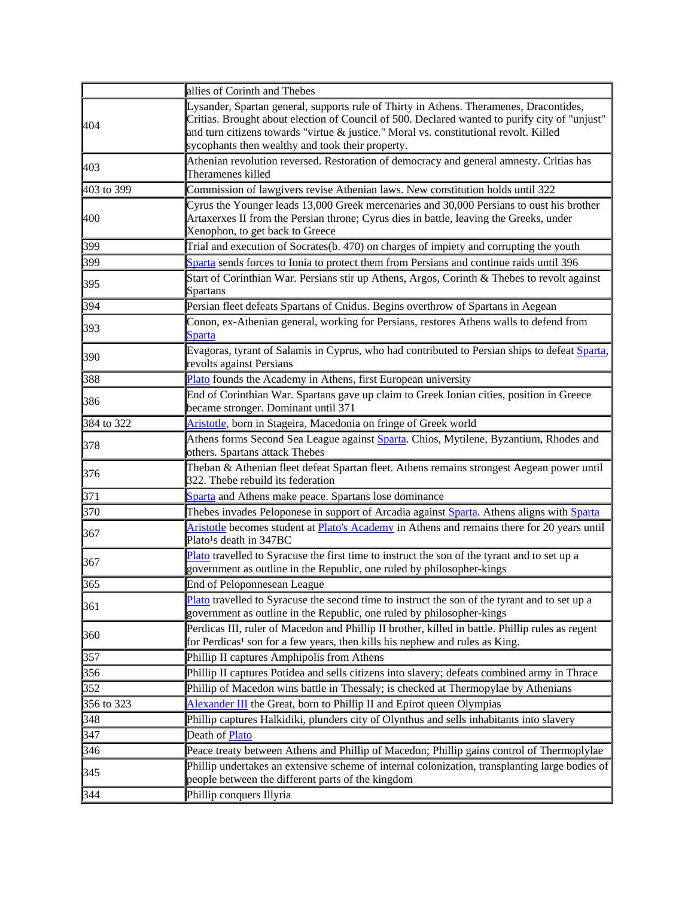| | |
|---|---|
| | allies of Corinth and Thebes |
| 404 | Lysander, Spartan general, supports rule of Thirty in Athens. Theramenes, Dracontides, Critias. Brought about election of Council of 500. Declared wanted to purify city of "unjust" and turn citizens towards "virtue & justice." Moral vs. constitutional revolt. Killed sycophants then wealthy and took their property. |
| 403 | Athenian revolution reversed. Restoration of democracy and general amnesty. Critias has Theramenes killed |
| 403 to 399 | Commission of lawgivers revise Athenian laws. New constitution holds until 322 |
| 400 | Cyrus the Younger leads 13,000 Greek mercenaries and 30,000 Persians to oust his brother Artaxerxes II from the Persian throne; Cyrus dies in battle, leaving the Greeks, under Xenophon, to get back to Greece |
| 399 | Trial and execution of Socrates(b. 470) on charges of impiety and corrupting the youth |
| 399 | Sparta sends forces to Ionia to protect them from Persians and continue raids until 396 |
| 395 | Start of Corinthian War. Persians stir up Athens, Argos, Corinth & Thebes to revolt against Spartans |
| 394 | Persian fleet defeats Spartans of Cnidus. Begins overthrow of Spartans in Aegean |
| 393 | Conon, ex-Athenian general, working for Persians, restores Athens walls to defend from Sparta |
| 390 | Evagoras, tyrant of Salamis in Cyprus, who had contributed to Persian ships to defeat Sparta, revolts against Persians |
| 388 | Plato founds the Academy in Athens, first European university |
| 386 | End of Corinthian War. Spartans gave up claim to Greek Ionian cities, position in Greece became stronger. Dominant until 371 |
| 384 to 322 | Aristotle, born in Stageira, Macedonia on fringe of Greek world |
| 378 | Athens forms Second Sea League against Sparta. Chios, Mytilene, Byzantium, Rhodes and others. Spartans attack Thebes |
| 376 | Theban & Athenian fleet defeat Spartan fleet. Athens remains strongest Aegean power until 322. Thebe rebuild its federation |
| 371 | Sparta and Athens make peace. Spartans lose dominance |
| 370 | Thebes invades Peloponese in support of Arcadia against Sparta. Athens aligns with Sparta |
| 367 | Aristotle becomes student at Plato's Academy in Athens and remains there for 20 years until Plato¹s death in 347BC |
| 367 | Plato travelled to Syracuse the first time to instruct the son of the tyrant and to set up a government as outline in the Republic, one ruled by philosopher-kings |
| 365 | End of Peloponnesean League |
| 361 | Plato travelled to Syracuse the second time to instruct the son of the tyrant and to set up a government as outline in the Republic, one ruled by philosopher-kings |
| 360 | Perdicas III, ruler of Macedon and Phillip II brother, killed in battle. Phillip rules as regent for Perdicas¹ son for a few years, then kills his nephew and rules as King. |
| 357 | Phillip II captures Amphipolis from Athens |
| 356 | Phillip II captures Potidea and sells citizens into slavery; defeats combined army in Thrace |
| 352 | Phillip of Macedon wins battle in Thessaly; is checked at Thermopylae by Athenians |
| 356 to 323 | Alexander III the Great, born to Phillip II and Epirot queen Olympias |
| 348 | Phillip captures Halkidiki, plunders city of Olynthus and sells inhabitants into slavery |
| 347 | Death of Plato |
| 346 | Peace treaty between Athens and Phillip of Macedon; Phillip gains control of Thermoplylae |
| 345 | Phillip undertakes an extensive scheme of internal colonization, transplanting large bodies of people between the different parts of the kingdom |
| 344 | Phillip conquers Illyria |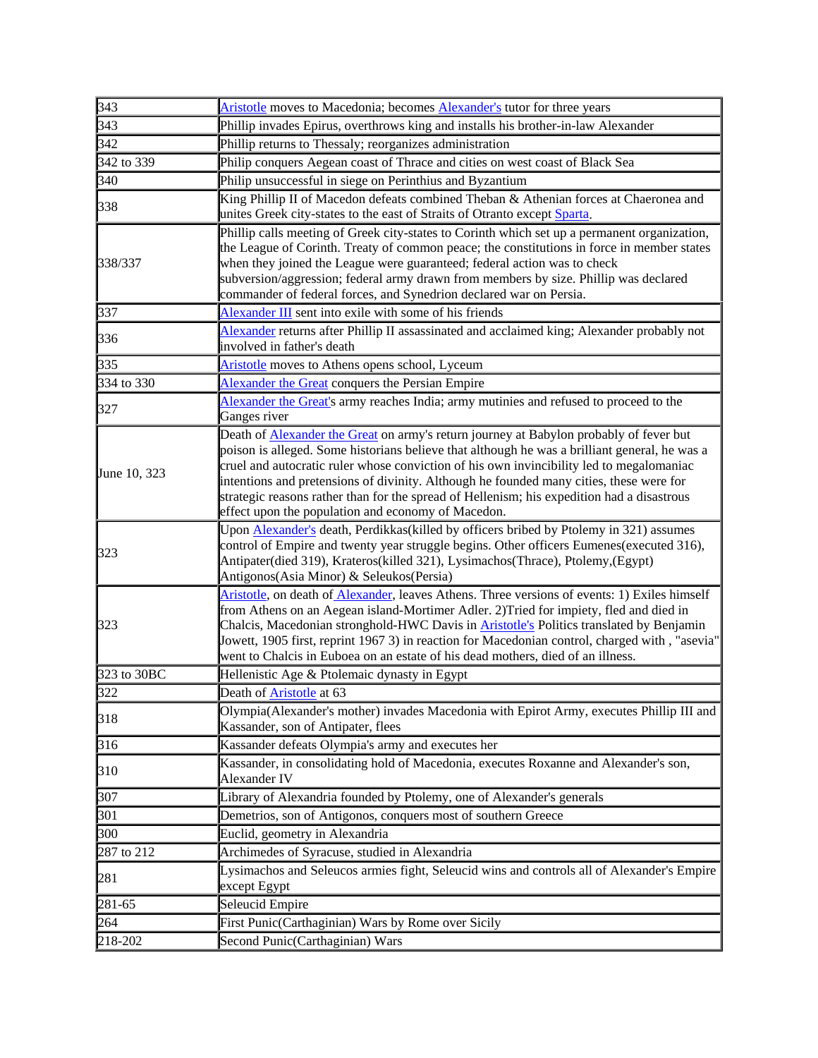| | |
|---|---|
| 343 | Aristotle moves to Macedonia; becomes Alexander's tutor for three years |
| 343 | Phillip invades Epirus, overthrows king and installs his brother-in-law Alexander |
| 342 | Phillip returns to Thessaly; reorganizes administration |
| 342 to 339 | Philip conquers Aegean coast of Thrace and cities on west coast of Black Sea |
| 340 | Philip unsuccessful in siege on Perinthius and Byzantium |
| 338 | King Phillip II of Macedon defeats combined Theban & Athenian forces at Chaeronea and unites Greek city-states to the east of Straits of Otranto except Sparta. |
| 338/337 | Phillip calls meeting of Greek city-states to Corinth which set up a permanent organization, the League of Corinth. Treaty of common peace; the constitutions in force in member states when they joined the League were guaranteed; federal action was to check subversion/aggression; federal army drawn from members by size. Phillip was declared commander of federal forces, and Synedrion declared war on Persia. |
| 337 | Alexander III sent into exile with some of his friends |
| 336 | Alexander returns after Phillip II assassinated and acclaimed king; Alexander probably not involved in father's death |
| 335 | Aristotle moves to Athens opens school, Lyceum |
| 334 to 330 | Alexander the Great conquers the Persian Empire |
| 327 | Alexander the Great's army reaches India; army mutinies and refused to proceed to the Ganges river |
| June 10, 323 | Death of Alexander the Great on army's return journey at Babylon probably of fever but poison is alleged. Some historians believe that although he was a brilliant general, he was a cruel and autocratic ruler whose conviction of his own invincibility led to megalomaniac intentions and pretensions of divinity. Although he founded many cities, these were for strategic reasons rather than for the spread of Hellenism; his expedition had a disastrous effect upon the population and economy of Macedon. |
| 323 | Upon Alexander's death, Perdikkas(killed by officers bribed by Ptolemy in 321) assumes control of Empire and twenty year struggle begins. Other officers Eumenes(executed 316), Antipater(died 319), Krateros(killed 321), Lysimachos(Thrace), Ptolemy,(Egypt) Antigonos(Asia Minor) & Seleukos(Persia) |
| 323 | Aristotle, on death of Alexander, leaves Athens. Three versions of events: 1) Exiles himself from Athens on an Aegean island-Mortimer Adler. 2)Tried for impiety, fled and died in Chalcis, Macedonian stronghold-HWC Davis in Aristotle's Politics translated by Benjamin Jowett, 1905 first, reprint 1967 3) in reaction for Macedonian control, charged with , "asevia" went to Chalcis in Euboea on an estate of his dead mothers, died of an illness. |
| 323 to 30BC | Hellenistic Age & Ptolemaic dynasty in Egypt |
| 322 | Death of Aristotle at 63 |
| 318 | Olympia(Alexander's mother) invades Macedonia with Epirot Army, executes Phillip III and Kassander, son of Antipater, flees |
| 316 | Kassander defeats Olympia's army and executes her |
| 310 | Kassander, in consolidating hold of Macedonia, executes Roxanne and Alexander's son, Alexander IV |
| 307 | Library of Alexandria founded by Ptolemy, one of Alexander's generals |
| 301 | Demetrios, son of Antigonos, conquers most of southern Greece |
| 300 | Euclid, geometry in Alexandria |
| 287 to 212 | Archimedes of Syracuse, studied in Alexandria |
| 281 | Lysimachos and Seleucos armies fight, Seleucid wins and controls all of Alexander's Empire except Egypt |
| 281-65 | Seleucid Empire |
| 264 | First Punic(Carthaginian) Wars by Rome over Sicily |
| 218-202 | Second Punic(Carthaginian) Wars |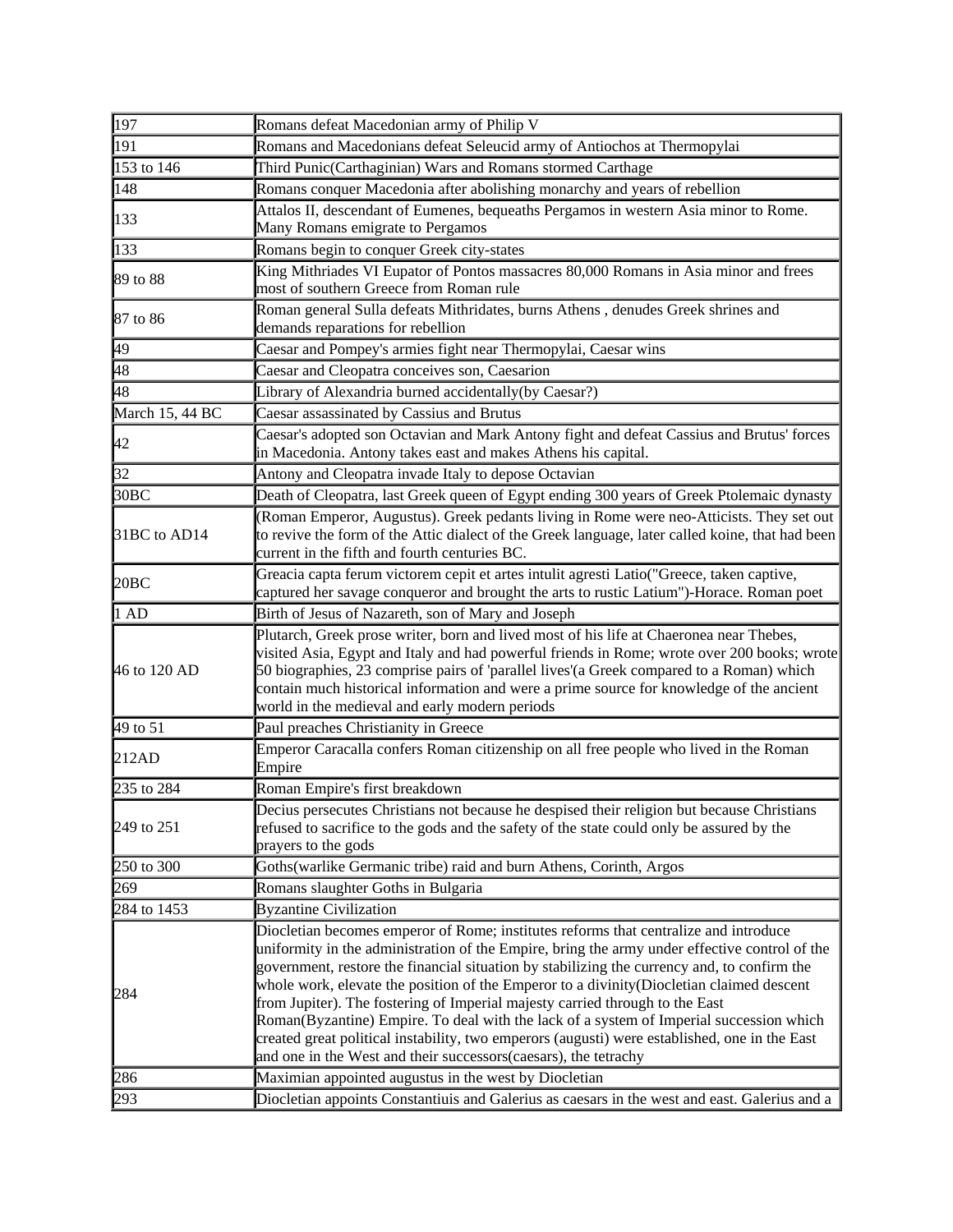| | |
|---|---|
| 197 | Romans defeat Macedonian army of Philip V |
| 191 | Romans and Macedonians defeat Seleucid army of Antiochos at Thermopylai |
| 153 to 146 | Third Punic(Carthaginian) Wars and Romans stormed Carthage |
| 148 | Romans conquer Macedonia after abolishing monarchy and years of rebellion |
| 133 | Attalos II, descendant of Eumenes, bequeaths Pergamos in western Asia minor to Rome. Many Romans emigrate to Pergamos |
| 133 | Romans begin to conquer Greek city-states |
| 89 to 88 | King Mithriades VI Eupator of Pontos massacres 80,000 Romans in Asia minor and frees most of southern Greece from Roman rule |
| 87 to 86 | Roman general Sulla defeats Mithridates, burns Athens , denudes Greek shrines and demands reparations for rebellion |
| 49 | Caesar and Pompey's armies fight near Thermopylai, Caesar wins |
| 48 | Caesar and Cleopatra conceives son, Caesarion |
| 48 | Library of Alexandria burned accidentally(by Caesar?) |
| March 15, 44 BC | Caesar assassinated by Cassius and Brutus |
| 42 | Caesar's adopted son Octavian and Mark Antony fight and defeat Cassius and Brutus' forces in Macedonia. Antony takes east and makes Athens his capital. |
| 32 | Antony and Cleopatra invade Italy to depose Octavian |
| 30BC | Death of Cleopatra, last Greek queen of Egypt ending 300 years of Greek Ptolemaic dynasty |
| 31BC to AD14 | (Roman Emperor, Augustus). Greek pedants living in Rome were neo-Atticists. They set out to revive the form of the Attic dialect of the Greek language, later called koine, that had been current in the fifth and fourth centuries BC. |
| 20BC | Greacia capta ferum victorem cepit et artes intulit agresti Latio("Greece, taken captive, captured her savage conqueror and brought the arts to rustic Latium")-Horace. Roman poet |
| 1 AD | Birth of Jesus of Nazareth, son of Mary and Joseph |
| 46 to 120 AD | Plutarch, Greek prose writer, born and lived most of his life at Chaeronea near Thebes, visited Asia, Egypt and Italy and had powerful friends in Rome; wrote over 200 books; wrote 50 biographies, 23 comprise pairs of 'parallel lives'(a Greek compared to a Roman) which contain much historical information and were a prime source for knowledge of the ancient world in the medieval and early modern periods |
| 49 to 51 | Paul preaches Christianity in Greece |
| 212AD | Emperor Caracalla confers Roman citizenship on all free people who lived in the Roman Empire |
| 235 to 284 | Roman Empire's first breakdown |
| 249 to 251 | Decius persecutes Christians not because he despised their religion but because Christians refused to sacrifice to the gods and the safety of the state could only be assured by the prayers to the gods |
| 250 to 300 | Goths(warlike Germanic tribe) raid and burn Athens, Corinth, Argos |
| 269 | Romans slaughter Goths in Bulgaria |
| 284 to 1453 | Byzantine Civilization |
| 284 | Diocletian becomes emperor of Rome; institutes reforms that centralize and introduce uniformity in the administration of the Empire, bring the army under effective control of the government, restore the financial situation by stabilizing the currency and, to confirm the whole work, elevate the position of the Emperor to a divinity(Diocletian claimed descent from Jupiter). The fostering of Imperial majesty carried through to the East Roman(Byzantine) Empire. To deal with the lack of a system of Imperial succession which created great political instability, two emperors (augusti) were established, one in the East and one in the West and their successors(caesars), the tetrachy |
| 286 | Maximian appointed augustus in the west by Diocletian |
| 293 | Diocletian appoints Constantiuis and Galerius as caesars in the west and east. Galerius and a |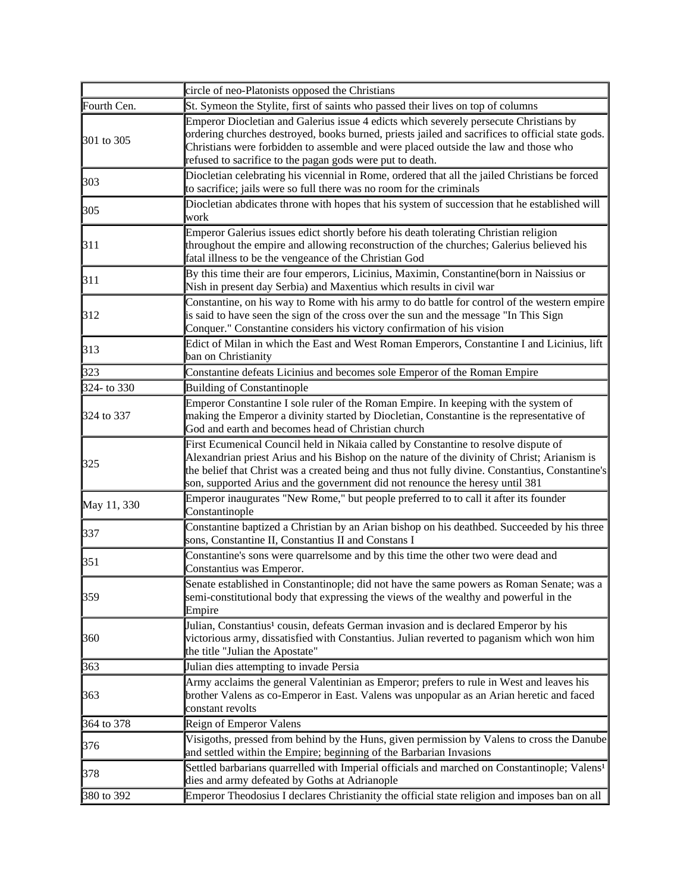| | |
|---|---|
| | circle of neo-Platonists opposed the Christians |
| Fourth Cen. | St. Symeon the Stylite, first of saints who passed their lives on top of columns |
| 301 to 305 | Emperor Diocletian and Galerius issue 4 edicts which severely persecute Christians by ordering churches destroyed, books burned, priests jailed and sacrifices to official state gods. Christians were forbidden to assemble and were placed outside the law and those who refused to sacrifice to the pagan gods were put to death. |
| 303 | Diocletian celebrating his vicennial in Rome, ordered that all the jailed Christians be forced to sacrifice; jails were so full there was no room for the criminals |
| 305 | Diocletian abdicates throne with hopes that his system of succession that he established will work |
| 311 | Emperor Galerius issues edict shortly before his death tolerating Christian religion throughout the empire and allowing reconstruction of the churches; Galerius believed his fatal illness to be the vengeance of the Christian God |
| 311 | By this time their are four emperors, Licinius, Maximin, Constantine(born in Naissius or Nish in present day Serbia) and Maxentius which results in civil war |
| 312 | Constantine, on his way to Rome with his army to do battle for control of the western empire is said to have seen the sign of the cross over the sun and the message "In This Sign Conquer." Constantine considers his victory confirmation of his vision |
| 313 | Edict of Milan in which the East and West Roman Emperors, Constantine I and Licinius, lift ban on Christianity |
| 323 | Constantine defeats Licinius and becomes sole Emperor of the Roman Empire |
| 324- to 330 | Building of Constantinople |
| 324 to 337 | Emperor Constantine I sole ruler of the Roman Empire. In keeping with the system of making the Emperor a divinity started by Diocletian, Constantine is the representative of God and earth and becomes head of Christian church |
| 325 | First Ecumenical Council held in Nikaia called by Constantine to resolve dispute of Alexandrian priest Arius and his Bishop on the nature of the divinity of Christ; Arianism is the belief that Christ was a created being and thus not fully divine. Constantius, Constantine's son, supported Arius and the government did not renounce the heresy until 381 |
| May 11, 330 | Emperor inaugurates "New Rome," but people preferred to to call it after its founder Constantinople |
| 337 | Constantine baptized a Christian by an Arian bishop on his deathbed. Succeeded by his three sons, Constantine II, Constantius II and Constans I |
| 351 | Constantine's sons were quarrelsome and by this time the other two were dead and Constantius was Emperor. |
| 359 | Senate established in Constantinople; did not have the same powers as Roman Senate; was a semi-constitutional body that expressing the views of the wealthy and powerful in the Empire |
| 360 | Julian, Constantius¹ cousin, defeats German invasion and is declared Emperor by his victorious army, dissatisfied with Constantius. Julian reverted to paganism which won him the title "Julian the Apostate" |
| 363 | Julian dies attempting to invade Persia |
| 363 | Army acclaims the general Valentinian as Emperor; prefers to rule in West and leaves his brother Valens as co-Emperor in East. Valens was unpopular as an Arian heretic and faced constant revolts |
| 364 to 378 | Reign of Emperor Valens |
| 376 | Visigoths, pressed from behind by the Huns, given permission by Valens to cross the Danube and settled within the Empire; beginning of the Barbarian Invasions |
| 378 | Settled barbarians quarrelled with Imperial officials and marched on Constantinople; Valens¹ dies and army defeated by Goths at Adrianople |
| 380 to 392 | Emperor Theodosius I declares Christianity the official state religion and imposes ban on all |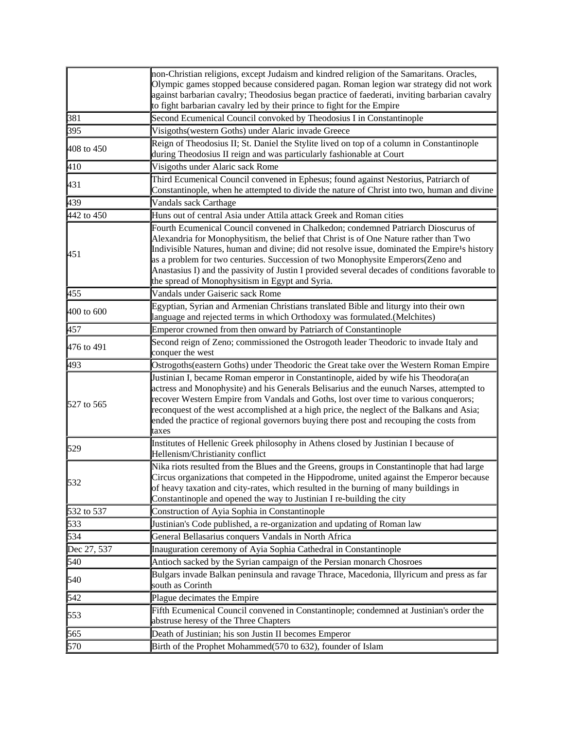| | |
|---|---|
| | non-Christian religions, except Judaism and kindred religion of the Samaritans. Oracles, Olympic games stopped because considered pagan. Roman legion war strategy did not work against barbarian cavalry; Theodosius began practice of faederati, inviting barbarian cavalry to fight barbarian cavalry led by their prince to fight for the Empire |
| 381 | Second Ecumenical Council convoked by Theodosius I in Constantinople |
| 395 | Visigoths(western Goths) under Alaric invade Greece |
| 408 to 450 | Reign of Theodosius II; St. Daniel the Stylite lived on top of a column in Constantinople during Theodosius II reign and was particularly fashionable at Court |
| 410 | Visigoths under Alaric sack Rome |
| 431 | Third Ecumenical Council convened in Ephesus; found against Nestorius, Patriarch of Constantinople, when he attempted to divide the nature of Christ into two, human and divine |
| 439 | Vandals sack Carthage |
| 442 to 450 | Huns out of central Asia under Attila attack Greek and Roman cities |
| 451 | Fourth Ecumenical Council convened in Chalkedon; condemned Patriarch Dioscurus of Alexandria for Monophysitism, the belief that Christ is of One Nature rather than Two Indivisible Natures, human and divine; did not resolve issue, dominated the Empire¹s history as a problem for two centuries. Succession of two Monophysite Emperors(Zeno and Anastasius I) and the passivity of Justin I provided several decades of conditions favorable to the spread of Monophysitism in Egypt and Syria. |
| 455 | Vandals under Gaiseric sack Rome |
| 400 to 600 | Egyptian, Syrian and Armenian Christians translated Bible and liturgy into their own language and rejected terms in which Orthodoxy was formulated.(Melchites) |
| 457 | Emperor crowned from then onward by Patriarch of Constantinople |
| 476 to 491 | Second reign of Zeno; commissioned the Ostrogoth leader Theodoric to invade Italy and conquer the west |
| 493 | Ostrogoths(eastern Goths) under Theodoric the Great take over the Western Roman Empire |
| 527 to 565 | Justinian I, became Roman emperor in Constantinople, aided by wife his Theodora(an actress and Monophysite) and his Generals Belisarius and the eunuch Narses, attempted to recover Western Empire from Vandals and Goths, lost over time to various conquerors; reconquest of the west accomplished at a high price, the neglect of the Balkans and Asia; ended the practice of regional governors buying there post and recouping the costs from taxes |
| 529 | Institutes of Hellenic Greek philosophy in Athens closed by Justinian I because of Hellenism/Christianity conflict |
| 532 | Nika riots resulted from the Blues and the Greens, groups in Constantinople that had large Circus organizations that competed in the Hippodrome, united against the Emperor because of heavy taxation and city-rates, which resulted in the burning of many buildings in Constantinople and opened the way to Justinian I re-building the city |
| 532 to 537 | Construction of Ayia Sophia in Constantinople |
| 533 | Justinian's Code published, a re-organization and updating of Roman law |
| 534 | General Bellasarius conquers Vandals in North Africa |
| Dec 27, 537 | Inauguration ceremony of Ayia Sophia Cathedral in Constantinople |
| 540 | Antioch sacked by the Syrian campaign of the Persian monarch Chosroes |
| 540 | Bulgars invade Balkan peninsula and ravage Thrace, Macedonia, Illyricum and press as far south as Corinth |
| 542 | Plague decimates the Empire |
| 553 | Fifth Ecumenical Council convened in Constantinople; condemned at Justinian's order the abstruse heresy of the Three Chapters |
| 565 | Death of Justinian; his son Justin II becomes Emperor |
| 570 | Birth of the Prophet Mohammed(570 to 632), founder of Islam |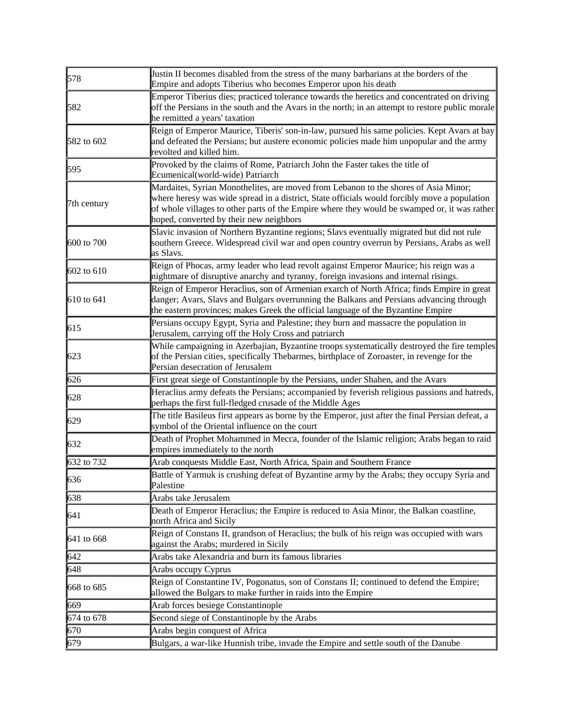| 578 | Justin II becomes disabled from the stress of the many barbarians at the borders of the Empire and adopts Tiberius who becomes Emperor upon his death |
|---|---|
| 582 | Emperor Tiberius dies; practiced tolerance towards the heretics and concentrated on driving off the Persians in the south and the Avars in the north; in an attempt to restore public morale he remitted a years' taxation |
| 582 to 602 | Reign of Emperor Maurice, Tiberis' son-in-law, pursued his same policies. Kept Avars at bay and defeated the Persians; but austere economic policies made him unpopular and the army revolted and killed him. |
| 595 | Provoked by the claims of Rome, Patriarch John the Faster takes the title of Ecumenical(world-wide) Patriarch |
| 7th century | Mardaites, Syrian Monothelites, are moved from Lebanon to the shores of Asia Minor; where heresy was wide spread in a district, State officials would forcibly move a population of whole villages to other parts of the Empire where they would be swamped or, it was rather hoped, converted by their new neighbors |
| 600 to 700 | Slavic invasion of Northern Byzantine regions; Slavs eventually migrated but did not rule southern Greece. Widespread civil war and open country overrun by Persians, Arabs as well as Slavs. |
| 602 to 610 | Reign of Phocas, army leader who lead revolt against Emperor Maurice; his reign was a nightmare of disruptive anarchy and tyranny, foreign invasions and internal risings. |
| 610 to 641 | Reign of Emperor Heraclius, son of Armenian exarch of North Africa; finds Empire in great danger; Avars, Slavs and Bulgars overrunning the Balkans and Persians advancing through the eastern provinces; makes Greek the official language of the Byzantine Empire |
| 615 | Persians occupy Egypt, Syria and Palestine; they burn and massacre the population in Jerusalem, carrying off the Holy Cross and patriarch |
| 623 | While campaigning in Azerbajian, Byzantine troops systematically destroyed the fire temples of the Persian cities, specifically Thebarmes, birthplace of Zoroaster, in revenge for the Persian desecration of Jerusalem |
| 626 | First great siege of Constantinople by the Persians, under Shahen, and the Avars |
| 628 | Heraclius army defeats the Persians; accompanied by feverish religious passions and hatreds, perhaps the first full-fledged crusade of the Middle Ages |
| 629 | The title Basileus first appears as borne by the Emperor, just after the final Persian defeat, a symbol of the Oriental influence on the court |
| 632 | Death of Prophet Mohammed in Mecca, founder of the Islamic religion; Arabs began to raid empires immediately to the north |
| 632 to 732 | Arab conquests Middle East, North Africa, Spain and Southern France |
| 636 | Battle of Yarmuk is crushing defeat of Byzantine army by the Arabs; they occupy Syria and Palestine |
| 638 | Arabs take Jerusalem |
| 641 | Death of Emperor Heraclius; the Empire is reduced to Asia Minor, the Balkan coastline, north Africa and Sicily |
| 641 to 668 | Reign of Constans II, grandson of Heraclius; the bulk of his reign was occupied with wars against the Arabs; murdered in Sicily |
| 642 | Arabs take Alexandria and burn its famous libraries |
| 648 | Arabs occupy Cyprus |
| 668 to 685 | Reign of Constantine IV, Pogonatus, son of Constans II; continued to defend the Empire; allowed the Bulgars to make further in raids into the Empire |
| 669 | Arab forces besiege Constantinople |
| 674 to 678 | Second siege of Constantinople by the Arabs |
| 670 | Arabs begin conquest of Africa |
| 679 | Bulgars, a war-like Hunnish tribe, invade the Empire and settle south of the Danube |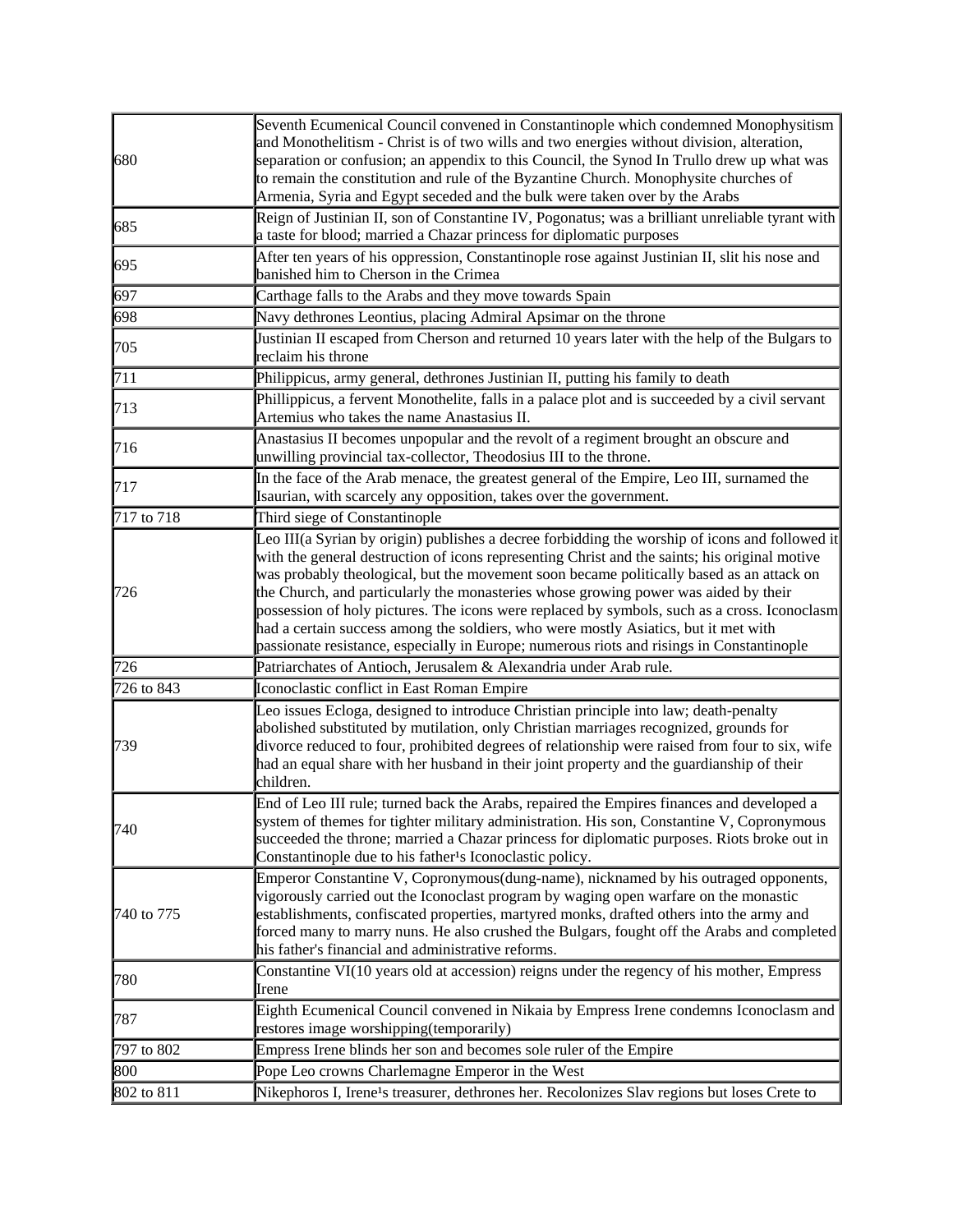| | |
|---|---|
| 680 | Seventh Ecumenical Council convened in Constantinople which condemned Monophysitism and Monothelitism - Christ is of two wills and two energies without division, alteration, separation or confusion; an appendix to this Council, the Synod In Trullo drew up what was to remain the constitution and rule of the Byzantine Church. Monophysite churches of Armenia, Syria and Egypt seceded and the bulk were taken over by the Arabs |
| 685 | Reign of Justinian II, son of Constantine IV, Pogonatus; was a brilliant unreliable tyrant with a taste for blood; married a Chazar princess for diplomatic purposes |
| 695 | After ten years of his oppression, Constantinople rose against Justinian II, slit his nose and banished him to Cherson in the Crimea |
| 697 | Carthage falls to the Arabs and they move towards Spain |
| 698 | Navy dethrones Leontius, placing Admiral Apsimar on the throne |
| 705 | Justinian II escaped from Cherson and returned 10 years later with the help of the Bulgars to reclaim his throne |
| 711 | Philippicus, army general, dethrones Justinian II, putting his family to death |
| 713 | Phillippicus, a fervent Monothelite, falls in a palace plot and is succeeded by a civil servant Artemius who takes the name Anastasius II. |
| 716 | Anastasius II becomes unpopular and the revolt of a regiment brought an obscure and unwilling provincial tax-collector, Theodosius III to the throne. |
| 717 | In the face of the Arab menace, the greatest general of the Empire, Leo III, surnamed the Isaurian, with scarcely any opposition, takes over the government. |
| 717 to 718 | Third siege of Constantinople |
| 726 | Leo III(a Syrian by origin) publishes a decree forbidding the worship of icons and followed it with the general destruction of icons representing Christ and the saints; his original motive was probably theological, but the movement soon became politically based as an attack on the Church, and particularly the monasteries whose growing power was aided by their possession of holy pictures. The icons were replaced by symbols, such as a cross. Iconoclasm had a certain success among the soldiers, who were mostly Asiatics, but it met with passionate resistance, especially in Europe; numerous riots and risings in Constantinople |
| 726 | Patriarchates of Antioch, Jerusalem & Alexandria under Arab rule. |
| 726 to 843 | Iconoclastic conflict in East Roman Empire |
| 739 | Leo issues Ecloga, designed to introduce Christian principle into law; death-penalty abolished substituted by mutilation, only Christian marriages recognized, grounds for divorce reduced to four, prohibited degrees of relationship were raised from four to six, wife had an equal share with her husband in their joint property and the guardianship of their children. |
| 740 | End of Leo III rule; turned back the Arabs, repaired the Empires finances and developed a system of themes for tighter military administration. His son, Constantine V, Copronymous succeeded the throne; married a Chazar princess for diplomatic purposes. Riots broke out in Constantinople due to his father¹s Iconoclastic policy. |
| 740 to 775 | Emperor Constantine V, Copronymous(dung-name), nicknamed by his outraged opponents, vigorously carried out the Iconoclast program by waging open warfare on the monastic establishments, confiscated properties, martyred monks, drafted others into the army and forced many to marry nuns. He also crushed the Bulgars, fought off the Arabs and completed his father's financial and administrative reforms. |
| 780 | Constantine VI(10 years old at accession) reigns under the regency of his mother, Empress Irene |
| 787 | Eighth Ecumenical Council convened in Nikaia by Empress Irene condemns Iconoclasm and restores image worshipping(temporarily) |
| 797 to 802 | Empress Irene blinds her son and becomes sole ruler of the Empire |
| 800 | Pope Leo crowns Charlemagne Emperor in the West |
| 802 to 811 | Nikephoros I, Irene¹s treasurer, dethrones her. Recolonizes Slav regions but loses Crete to |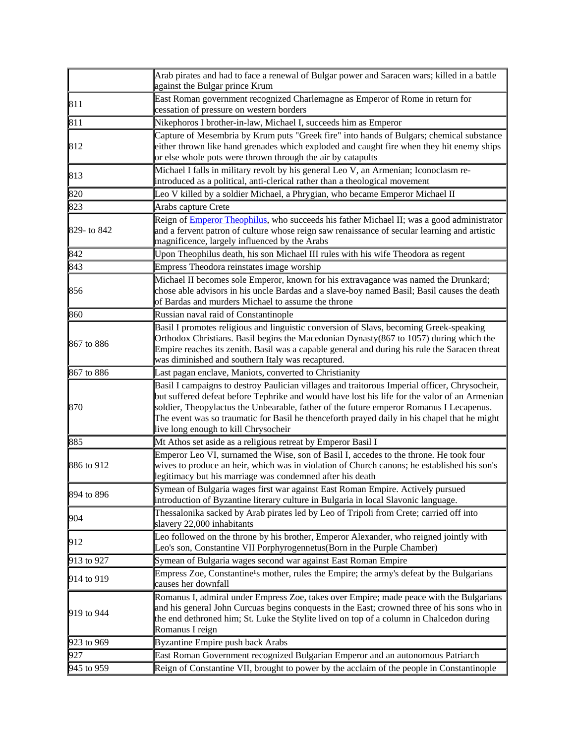| | |
|---|---|
| | Arab pirates and had to face a renewal of Bulgar power and Saracen wars; killed in a battle against the Bulgar prince Krum |
| 811 | East Roman government recognized Charlemagne as Emperor of Rome in return for cessation of pressure on western borders |
| 811 | Nikephoros I brother-in-law, Michael I, succeeds him as Emperor |
| 812 | Capture of Mesembria by Krum puts "Greek fire" into hands of Bulgars; chemical substance either thrown like hand grenades which exploded and caught fire when they hit enemy ships or else whole pots were thrown through the air by catapults |
| 813 | Michael I falls in military revolt by his general Leo V, an Armenian; Iconoclasm re-introduced as a political, anti-clerical rather than a theological movement |
| 820 | Leo V killed by a soldier Michael, a Phrygian, who became Emperor Michael II |
| 823 | Arabs capture Crete |
| 829- to 842 | Reign of Emperor Theophilus, who succeeds his father Michael II; was a good administrator and a fervent patron of culture whose reign saw renaissance of secular learning and artistic magnificence, largely influenced by the Arabs |
| 842 | Upon Theophilus death, his son Michael III rules with his wife Theodora as regent |
| 843 | Empress Theodora reinstates image worship |
| 856 | Michael II becomes sole Emperor, known for his extravagance was named the Drunkard; chose able advisors in his uncle Bardas and a slave-boy named Basil; Basil causes the death of Bardas and murders Michael to assume the throne |
| 860 | Russian naval raid of Constantinople |
| 867 to 886 | Basil I promotes religious and linguistic conversion of Slavs, becoming Greek-speaking Orthodox Christians. Basil begins the Macedonian Dynasty(867 to 1057) during which the Empire reaches its zenith. Basil was a capable general and during his rule the Saracen threat was diminished and southern Italy was recaptured. |
| 867 to 886 | Last pagan enclave, Maniots, converted to Christianity |
| 870 | Basil I campaigns to destroy Paulician villages and traitorous Imperial officer, Chrysocheir, but suffered defeat before Tephrike and would have lost his life for the valor of an Armenian soldier, Theopylactus the Unbearable, father of the future emperor Romanus I Lecapenus. The event was so traumatic for Basil he thenceforth prayed daily in his chapel that he might live long enough to kill Chrysocheir |
| 885 | Mt Athos set aside as a religious retreat by Emperor Basil I |
| 886 to 912 | Emperor Leo VI, surnamed the Wise, son of Basil I, accedes to the throne. He took four wives to produce an heir, which was in violation of Church canons; he established his son's legitimacy but his marriage was condemned after his death |
| 894 to 896 | Symean of Bulgaria wages first war against East Roman Empire. Actively pursued introduction of Byzantine literary culture in Bulgaria in local Slavonic language. |
| 904 | Thessalonika sacked by Arab pirates led by Leo of Tripoli from Crete; carried off into slavery 22,000 inhabitants |
| 912 | Leo followed on the throne by his brother, Emperor Alexander, who reigned jointly with Leo's son, Constantine VII Porphyrogennetus(Born in the Purple Chamber) |
| 913 to 927 | Symean of Bulgaria wages second war against East Roman Empire |
| 914 to 919 | Empress Zoe, Constantine¹s mother, rules the Empire; the army's defeat by the Bulgarians causes her downfall |
| 919 to 944 | Romanus I, admiral under Empress Zoe, takes over Empire; made peace with the Bulgarians and his general John Curcuas begins conquests in the East; crowned three of his sons who in the end dethroned him; St. Luke the Stylite lived on top of a column in Chalcedon during Romanus I reign |
| 923 to 969 | Byzantine Empire push back Arabs |
| 927 | East Roman Government recognized Bulgarian Emperor and an autonomous Patriarch |
| 945 to 959 | Reign of Constantine VII, brought to power by the acclaim of the people in Constantinople |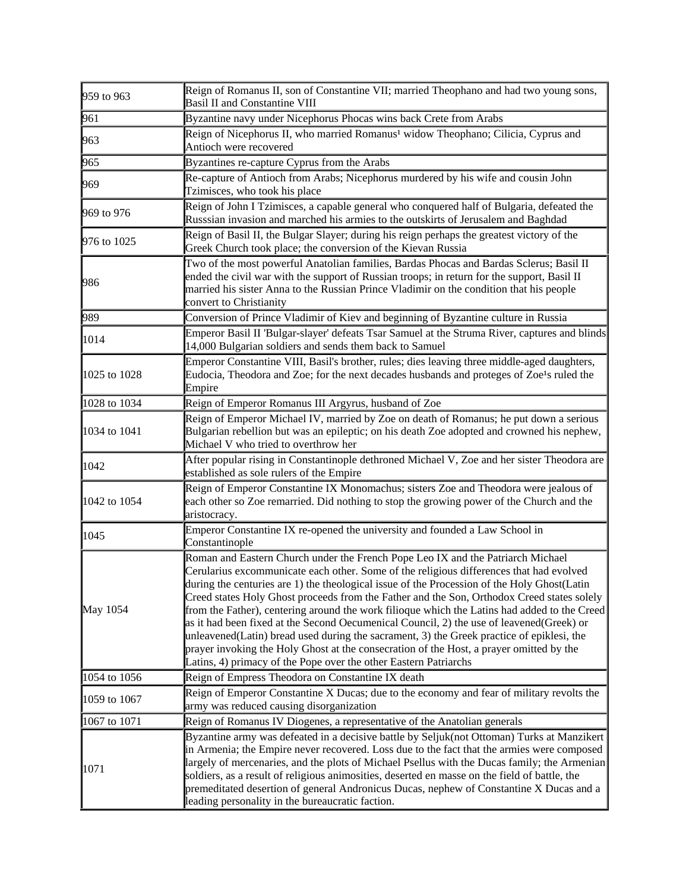| | |
|---|---|
| 959 to 963 | Reign of Romanus II, son of Constantine VII; married Theophano and had two young sons, Basil II and Constantine VIII |
| 961 | Byzantine navy under Nicephorus Phocas wins back Crete from Arabs |
| 963 | Reign of Nicephorus II, who married Romanus¹ widow Theophano; Cilicia, Cyprus and Antioch were recovered |
| 965 | Byzantines re-capture Cyprus from the Arabs |
| 969 | Re-capture of Antioch from Arabs; Nicephorus murdered by his wife and cousin John Tzimisces, who took his place |
| 969 to 976 | Reign of John I Tzimisces, a capable general who conquered half of Bulgaria, defeated the Russsian invasion and marched his armies to the outskirts of Jerusalem and Baghdad |
| 976 to 1025 | Reign of Basil II, the Bulgar Slayer; during his reign perhaps the greatest victory of the Greek Church took place; the conversion of the Kievan Russia |
| 986 | Two of the most powerful Anatolian families, Bardas Phocas and Bardas Sclerus; Basil II ended the civil war with the support of Russian troops; in return for the support, Basil II married his sister Anna to the Russian Prince Vladimir on the condition that his people convert to Christianity |
| 989 | Conversion of Prince Vladimir of Kiev and beginning of Byzantine culture in Russia |
| 1014 | Emperor Basil II 'Bulgar-slayer' defeats Tsar Samuel at the Struma River, captures and blinds 14,000 Bulgarian soldiers and sends them back to Samuel |
| 1025 to 1028 | Emperor Constantine VIII, Basil's brother, rules; dies leaving three middle-aged daughters, Eudocia, Theodora and Zoe; for the next decades husbands and proteges of Zoe¹s ruled the Empire |
| 1028 to 1034 | Reign of Emperor Romanus III Argyrus, husband of Zoe |
| 1034 to 1041 | Reign of Emperor Michael IV, married by Zoe on death of Romanus; he put down a serious Bulgarian rebellion but was an epileptic; on his death Zoe adopted and crowned his nephew, Michael V who tried to overthrow her |
| 1042 | After popular rising in Constantinople dethroned Michael V, Zoe and her sister Theodora are established as sole rulers of the Empire |
| 1042 to 1054 | Reign of Emperor Constantine IX Monomachus; sisters Zoe and Theodora were jealous of each other so Zoe remarried. Did nothing to stop the growing power of the Church and the aristocracy. |
| 1045 | Emperor Constantine IX re-opened the university and founded a Law School in Constantinople |
| May 1054 | Roman and Eastern Church under the French Pope Leo IX and the Patriarch Michael Cerularius excommunicate each other. Some of the religious differences that had evolved during the centuries are 1) the theological issue of the Procession of the Holy Ghost(Latin Creed states Holy Ghost proceeds from the Father and the Son, Orthodox Creed states solely from the Father), centering around the work filioque which the Latins had added to the Creed as it had been fixed at the Second Oecumenical Council, 2) the use of leavened(Greek) or unleavened(Latin) bread used during the sacrament, 3) the Greek practice of epiklesi, the prayer invoking the Holy Ghost at the consecration of the Host, a prayer omitted by the Latins, 4) primacy of the Pope over the other Eastern Patriarchs |
| 1054 to 1056 | Reign of Empress Theodora on Constantine IX death |
| 1059 to 1067 | Reign of Emperor Constantine X Ducas; due to the economy and fear of military revolts the army was reduced causing disorganization |
| 1067 to 1071 | Reign of Romanus IV Diogenes, a representative of the Anatolian generals |
| 1071 | Byzantine army was defeated in a decisive battle by Seljuk(not Ottoman) Turks at Manzikert in Armenia; the Empire never recovered. Loss due to the fact that the armies were composed largely of mercenaries, and the plots of Michael Psellus with the Ducas family; the Armenian soldiers, as a result of religious animosities, deserted en masse on the field of battle, the premeditated desertion of general Andronicus Ducas, nephew of Constantine X Ducas and a leading personality in the bureaucratic faction. |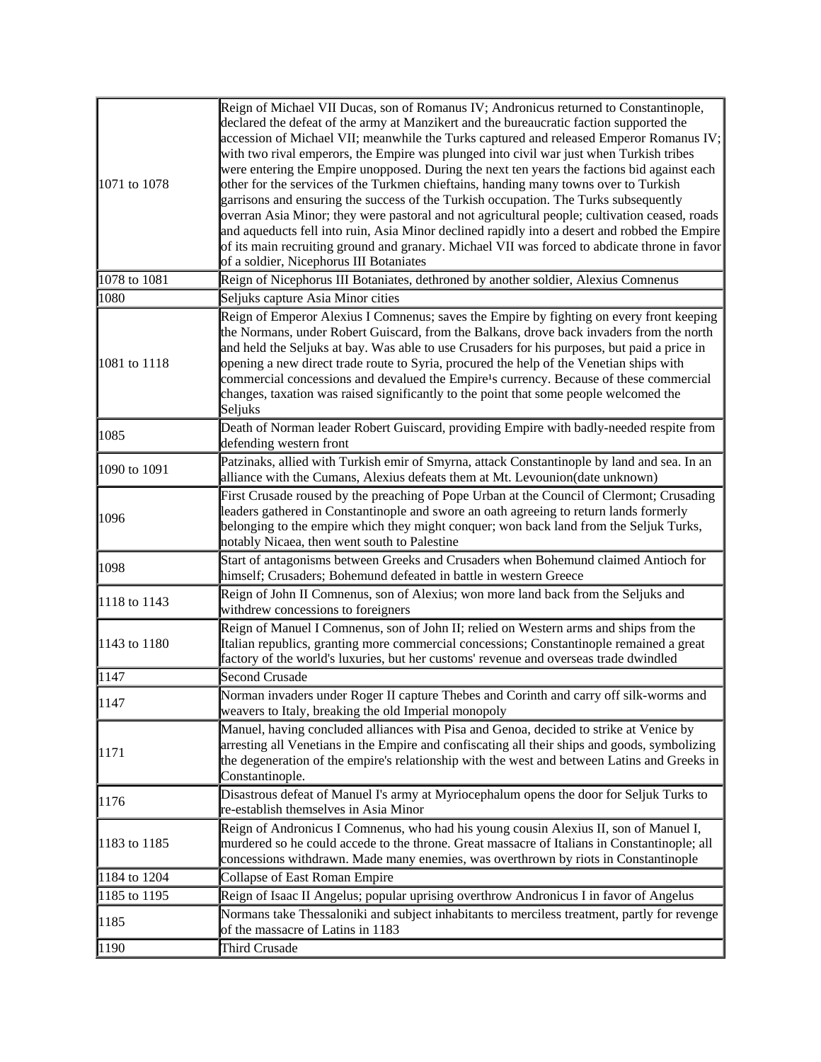| | |
|---|---|
| 1071 to 1078 | Reign of Michael VII Ducas, son of Romanus IV; Andronicus returned to Constantinople, declared the defeat of the army at Manzikert and the bureaucratic faction supported the accession of Michael VII; meanwhile the Turks captured and released Emperor Romanus IV; with two rival emperors, the Empire was plunged into civil war just when Turkish tribes were entering the Empire unopposed. During the next ten years the factions bid against each other for the services of the Turkmen chieftains, handing many towns over to Turkish garrisons and ensuring the success of the Turkish occupation. The Turks subsequently overran Asia Minor; they were pastoral and not agricultural people; cultivation ceased, roads and aqueducts fell into ruin, Asia Minor declined rapidly into a desert and robbed the Empire of its main recruiting ground and granary. Michael VII was forced to abdicate throne in favor of a soldier, Nicephorus III Botaniates |
| 1078 to 1081 | Reign of Nicephorus III Botaniates, dethroned by another soldier, Alexius Comnenus |
| 1080 | Seljuks capture Asia Minor cities |
| 1081 to 1118 | Reign of Emperor Alexius I Comnenus; saves the Empire by fighting on every front keeping the Normans, under Robert Guiscard, from the Balkans, drove back invaders from the north and held the Seljuks at bay. Was able to use Crusaders for his purposes, but paid a price in opening a new direct trade route to Syria, procured the help of the Venetian ships with commercial concessions and devalued the Empire¹s currency. Because of these commercial changes, taxation was raised significantly to the point that some people welcomed the Seljuks |
| 1085 | Death of Norman leader Robert Guiscard, providing Empire with badly-needed respite from defending western front |
| 1090 to 1091 | Patzinaks, allied with Turkish emir of Smyrna, attack Constantinople by land and sea. In an alliance with the Cumans, Alexius defeats them at Mt. Levounion(date unknown) |
| 1096 | First Crusade roused by the preaching of Pope Urban at the Council of Clermont; Crusading leaders gathered in Constantinople and swore an oath agreeing to return lands formerly belonging to the empire which they might conquer; won back land from the Seljuk Turks, notably Nicaea, then went south to Palestine |
| 1098 | Start of antagonisms between Greeks and Crusaders when Bohemund claimed Antioch for himself; Crusaders; Bohemund defeated in battle in western Greece |
| 1118 to 1143 | Reign of John II Comnenus, son of Alexius; won more land back from the Seljuks and withdrew concessions to foreigners |
| 1143 to 1180 | Reign of Manuel I Comnenus, son of John II; relied on Western arms and ships from the Italian republics, granting more commercial concessions; Constantinople remained a great factory of the world's luxuries, but her customs' revenue and overseas trade dwindled |
| 1147 | Second Crusade |
| 1147 | Norman invaders under Roger II capture Thebes and Corinth and carry off silk-worms and weavers to Italy, breaking the old Imperial monopoly |
| 1171 | Manuel, having concluded alliances with Pisa and Genoa, decided to strike at Venice by arresting all Venetians in the Empire and confiscating all their ships and goods, symbolizing the degeneration of the empire's relationship with the west and between Latins and Greeks in Constantinople. |
| 1176 | Disastrous defeat of Manuel I's army at Myriocephalum opens the door for Seljuk Turks to re-establish themselves in Asia Minor |
| 1183 to 1185 | Reign of Andronicus I Comnenus, who had his young cousin Alexius II, son of Manuel I, murdered so he could accede to the throne. Great massacre of Italians in Constantinople; all concessions withdrawn. Made many enemies, was overthrown by riots in Constantinople |
| 1184 to 1204 | Collapse of East Roman Empire |
| 1185 to 1195 | Reign of Isaac II Angelus; popular uprising overthrow Andronicus I in favor of Angelus |
| 1185 | Normans take Thessaloniki and subject inhabitants to merciless treatment, partly for revenge of the massacre of Latins in 1183 |
| 1190 | Third Crusade |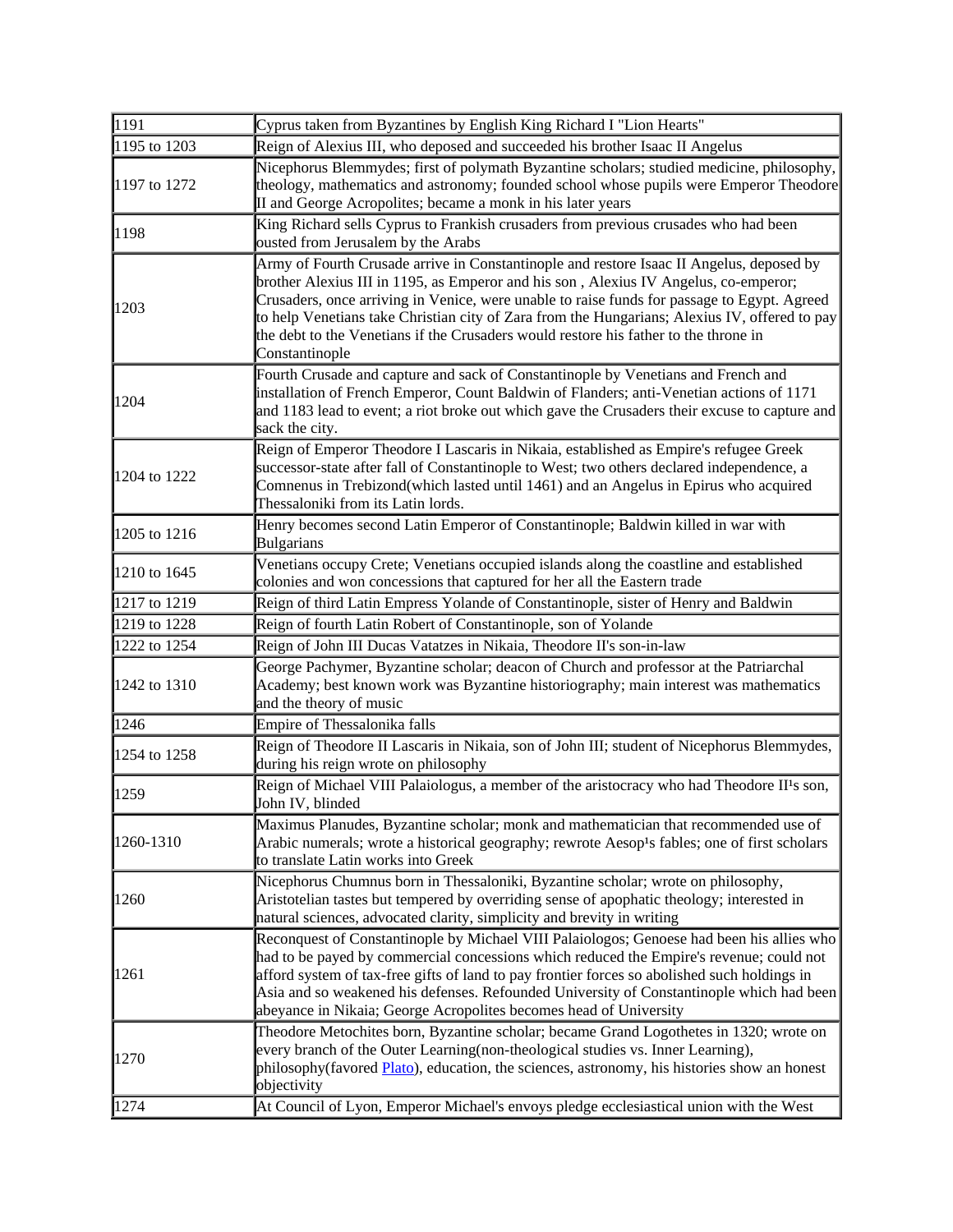| | |
|---|---|
| 1191 | Cyprus taken from Byzantines by English King Richard I "Lion Hearts" |
| 1195 to 1203 | Reign of Alexius III, who deposed and succeeded his brother Isaac II Angelus |
| 1197 to 1272 | Nicephorus Blemmydes; first of polymath Byzantine scholars; studied medicine, philosophy, theology, mathematics and astronomy; founded school whose pupils were Emperor Theodore II and George Acropolites; became a monk in his later years |
| 1198 | King Richard sells Cyprus to Frankish crusaders from previous crusades who had been ousted from Jerusalem by the Arabs |
| 1203 | Army of Fourth Crusade arrive in Constantinople and restore Isaac II Angelus, deposed by brother Alexius III in 1195, as Emperor and his son , Alexius IV Angelus, co-emperor; Crusaders, once arriving in Venice, were unable to raise funds for passage to Egypt. Agreed to help Venetians take Christian city of Zara from the Hungarians; Alexius IV, offered to pay the debt to the Venetians if the Crusaders would restore his father to the throne in Constantinople |
| 1204 | Fourth Crusade and capture and sack of Constantinople by Venetians and French and installation of French Emperor, Count Baldwin of Flanders; anti-Venetian actions of 1171 and 1183 lead to event; a riot broke out which gave the Crusaders their excuse to capture and sack the city. |
| 1204 to 1222 | Reign of Emperor Theodore I Lascaris in Nikaia, established as Empire's refugee Greek successor-state after fall of Constantinople to West; two others declared independence, a Comnenus in Trebizond(which lasted until 1461) and an Angelus in Epirus who acquired Thessaloniki from its Latin lords. |
| 1205 to 1216 | Henry becomes second Latin Emperor of Constantinople; Baldwin killed in war with Bulgarians |
| 1210 to 1645 | Venetians occupy Crete; Venetians occupied islands along the coastline and established colonies and won concessions that captured for her all the Eastern trade |
| 1217 to 1219 | Reign of third Latin Empress Yolande of Constantinople, sister of Henry and Baldwin |
| 1219 to 1228 | Reign of fourth Latin Robert of Constantinople, son of Yolande |
| 1222 to 1254 | Reign of John III Ducas Vatatzes in Nikaia, Theodore II's son-in-law |
| 1242 to 1310 | George Pachymer, Byzantine scholar; deacon of Church and professor at the Patriarchal Academy; best known work was Byzantine historiography; main interest was mathematics and the theory of music |
| 1246 | Empire of Thessalonika falls |
| 1254 to 1258 | Reign of Theodore II Lascaris in Nikaia, son of John III; student of Nicephorus Blemmydes, during his reign wrote on philosophy |
| 1259 | Reign of Michael VIII Palaiologus, a member of the aristocracy who had Theodore II¹s son, John IV, blinded |
| 1260-1310 | Maximus Planudes, Byzantine scholar; monk and mathematician that recommended use of Arabic numerals; wrote a historical geography; rewrote Aesop¹s fables; one of first scholars to translate Latin works into Greek |
| 1260 | Nicephorus Chumnus born in Thessaloniki, Byzantine scholar; wrote on philosophy, Aristotelian tastes but tempered by overriding sense of apophatic theology; interested in natural sciences, advocated clarity, simplicity and brevity in writing |
| 1261 | Reconquest of Constantinople by Michael VIII Palaiologos; Genoese had been his allies who had to be payed by commercial concessions which reduced the Empire's revenue; could not afford system of tax-free gifts of land to pay frontier forces so abolished such holdings in Asia and so weakened his defenses. Refounded University of Constantinople which had been abeyance in Nikaia; George Acropolites becomes head of University |
| 1270 | Theodore Metochites born, Byzantine scholar; became Grand Logothetes in 1320; wrote on every branch of the Outer Learning(non-theological studies vs. Inner Learning), philosophy(favored Plato), education, the sciences, astronomy, his histories show an honest objectivity |
| 1274 | At Council of Lyon, Emperor Michael's envoys pledge ecclesiastical union with the West |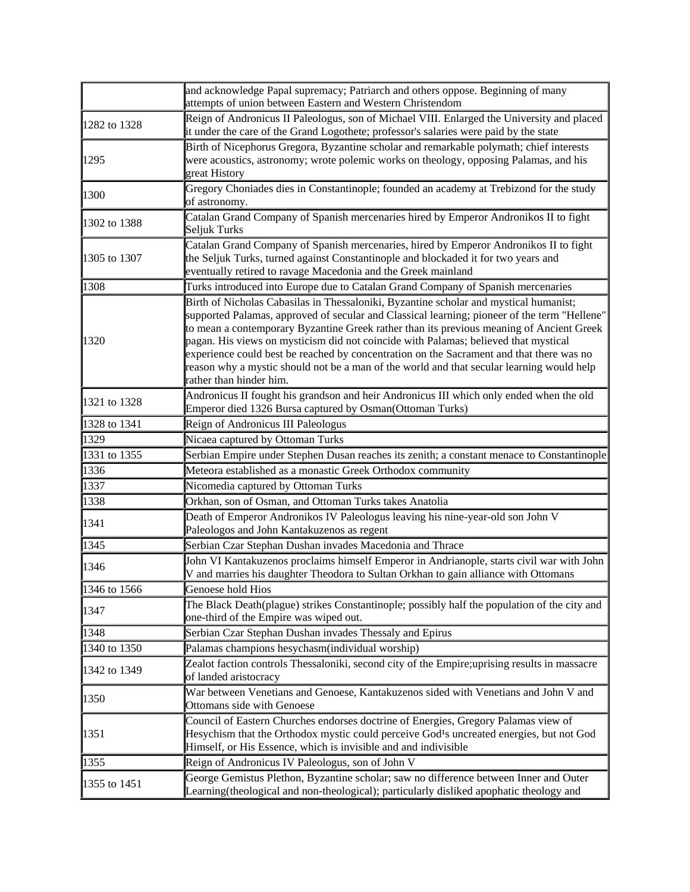| | |
|---|---|
| | and acknowledge Papal supremacy; Patriarch and others oppose. Beginning of many attempts of union between Eastern and Western Christendom |
| 1282 to 1328 | Reign of Andronicus II Paleologus, son of Michael VIII. Enlarged the University and placed it under the care of the Grand Logothete; professor's salaries were paid by the state |
| 1295 | Birth of Nicephorus Gregora, Byzantine scholar and remarkable polymath; chief interests were acoustics, astronomy; wrote polemic works on theology, opposing Palamas, and his great History |
| 1300 | Gregory Choniades dies in Constantinople; founded an academy at Trebizond for the study of astronomy. |
| 1302 to 1388 | Catalan Grand Company of Spanish mercenaries hired by Emperor Andronikos II to fight Seljuk Turks |
| 1305 to 1307 | Catalan Grand Company of Spanish mercenaries, hired by Emperor Andronikos II to fight the Seljuk Turks, turned against Constantinople and blockaded it for two years and eventually retired to ravage Macedonia and the Greek mainland |
| 1308 | Turks introduced into Europe due to Catalan Grand Company of Spanish mercenaries |
| 1320 | Birth of Nicholas Cabasilas in Thessaloniki, Byzantine scholar and mystical humanist; supported Palamas, approved of secular and Classical learning; pioneer of the term "Hellene" to mean a contemporary Byzantine Greek rather than its previous meaning of Ancient Greek pagan. His views on mysticism did not coincide with Palamas; believed that mystical experience could best be reached by concentration on the Sacrament and that there was no reason why a mystic should not be a man of the world and that secular learning would help rather than hinder him. |
| 1321 to 1328 | Andronicus II fought his grandson and heir Andronicus III which only ended when the old Emperor died 1326 Bursa captured by Osman(Ottoman Turks) |
| 1328 to 1341 | Reign of Andronicus III Paleologus |
| 1329 | Nicaea captured by Ottoman Turks |
| 1331 to 1355 | Serbian Empire under Stephen Dusan reaches its zenith; a constant menace to Constantinople |
| 1336 | Meteora established as a monastic Greek Orthodox community |
| 1337 | Nicomedia captured by Ottoman Turks |
| 1338 | Orkhan, son of Osman, and Ottoman Turks takes Anatolia |
| 1341 | Death of Emperor Andronikos IV Paleologus leaving his nine-year-old son John V Paleologos and John Kantakuzenos as regent |
| 1345 | Serbian Czar Stephan Dushan invades Macedonia and Thrace |
| 1346 | John VI Kantakuzenos proclaims himself Emperor in Andrianople, starts civil war with John V and marries his daughter Theodora to Sultan Orkhan to gain alliance with Ottomans |
| 1346 to 1566 | Genoese hold Hios |
| 1347 | The Black Death(plague) strikes Constantinople; possibly half the population of the city and one-third of the Empire was wiped out. |
| 1348 | Serbian Czar Stephan Dushan invades Thessaly and Epirus |
| 1340 to 1350 | Palamas champions hesychasm(individual worship) |
| 1342 to 1349 | Zealot faction controls Thessaloniki, second city of the Empire;uprising results in massacre of landed aristocracy |
| 1350 | War between Venetians and Genoese, Kantakuzenos sided with Venetians and John V and Ottomans side with Genoese |
| 1351 | Council of Eastern Churches endorses doctrine of Energies, Gregory Palamas view of Hesychism that the Orthodox mystic could perceive God¹s uncreated energies, but not God Himself, or His Essence, which is invisible and and indivisible |
| 1355 | Reign of Andronicus IV Paleologus, son of John V |
| 1355 to 1451 | George Gemistus Plethon, Byzantine scholar; saw no difference between Inner and Outer Learning(theological and non-theological); particularly disliked apophatic theology and |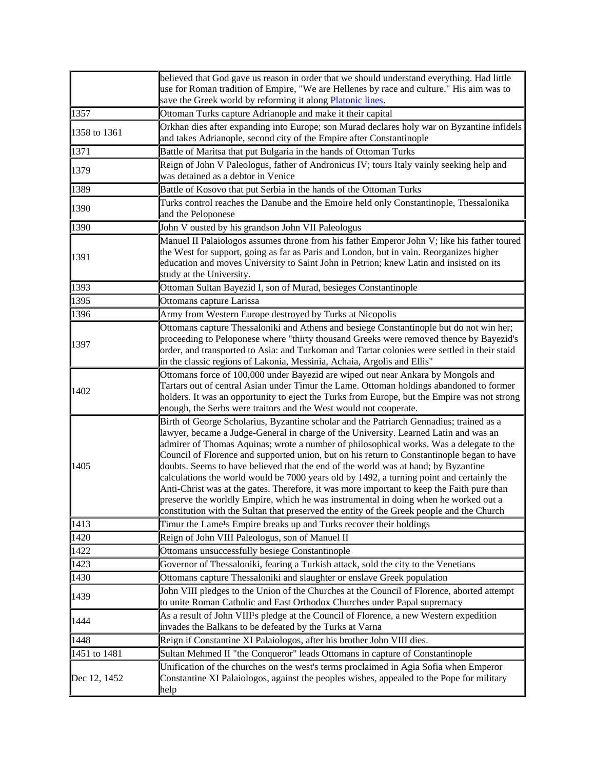| | |
|---|---|
| | believed that God gave us reason in order that we should understand everything. Had little use for Roman tradition of Empire, "We are Hellenes by race and culture." His aim was to save the Greek world by reforming it along Platonic lines. |
| 1357 | Ottoman Turks capture Adrianople and make it their capital |
| 1358 to 1361 | Orkhan dies after expanding into Europe; son Murad declares holy war on Byzantine infidels and takes Adrianople, second city of the Empire after Constantinople |
| 1371 | Battle of Maritsa that put Bulgaria in the hands of Ottoman Turks |
| 1379 | Reign of John V Paleologus, father of Andronicus IV; tours Italy vainly seeking help and was detained as a debtor in Venice |
| 1389 | Battle of Kosovo that put Serbia in the hands of the Ottoman Turks |
| 1390 | Turks control reaches the Danube and the Emoire held only Constantinople, Thessalonika and the Peloponese |
| 1390 | John V ousted by his grandson John VII Paleologus |
| 1391 | Manuel II Palaiologos assumes throne from his father Emperor John V; like his father toured the West for support, going as far as Paris and London, but in vain. Reorganizes higher education and moves University to Saint John in Petrion; knew Latin and insisted on its study at the University. |
| 1393 | Ottoman Sultan Bayezid I, son of Murad, besieges Constantinople |
| 1395 | Ottomans capture Larissa |
| 1396 | Army from Western Europe destroyed by Turks at Nicopolis |
| 1397 | Ottomans capture Thessaloniki and Athens and besiege Constantinople but do not win her; proceeding to Peloponese where "thirty thousand Greeks were removed thence by Bayezid's order, and transported to Asia: and Turkoman and Tartar colonies were settled in their staid in the classic regions of Lakonia, Messinia, Achaia, Argolis and Ellis" |
| 1402 | Ottomans force of 100,000 under Bayezid are wiped out near Ankara by Mongols and Tartars out of central Asian under Timur the Lame. Ottoman holdings abandoned to former holders. It was an opportunity to eject the Turks from Europe, but the Empire was not strong enough, the Serbs were traitors and the West would not cooperate. |
| 1405 | Birth of George Scholarius, Byzantine scholar and the Patriarch Gennadius; trained as a lawyer, became a Judge-General in charge of the University. Learned Latin and was an admirer of Thomas Aquinas; wrote a number of philosophical works. Was a delegate to the Council of Florence and supported union, but on his return to Constantinople began to have doubts. Seems to have believed that the end of the world was at hand; by Byzantine calculations the world would be 7000 years old by 1492, a turning point and certainly the Anti-Christ was at the gates. Therefore, it was more important to keep the Faith pure than preserve the worldly Empire, which he was instrumental in doing when he worked out a constitution with the Sultan that preserved the entity of the Greek people and the Church |
| 1413 | Timur the Lame¹s Empire breaks up and Turks recover their holdings |
| 1420 | Reign of John VIII Paleologus, son of Manuel II |
| 1422 | Ottomans unsuccessfully besiege Constantinople |
| 1423 | Governor of Thessaloniki, fearing a Turkish attack, sold the city to the Venetians |
| 1430 | Ottomans capture Thessaloniki and slaughter or enslave Greek population |
| 1439 | John VIII pledges to the Union of the Churches at the Council of Florence, aborted attempt to unite Roman Catholic and East Orthodox Churches under Papal supremacy |
| 1444 | As a result of John VIII¹s pledge at the Council of Florence, a new Western expedition invades the Balkans to be defeated by the Turks at Varna |
| 1448 | Reign if Constantine XI Palaiologos, after his brother John VIII dies. |
| 1451 to 1481 | Sultan Mehmed II "the Conqueror" leads Ottomans in capture of Constantinople |
| Dec 12, 1452 | Unification of the churches on the west's terms proclaimed in Agia Sofia when Emperor Constantine XI Palaiologos, against the peoples wishes, appealed to the Pope for military help |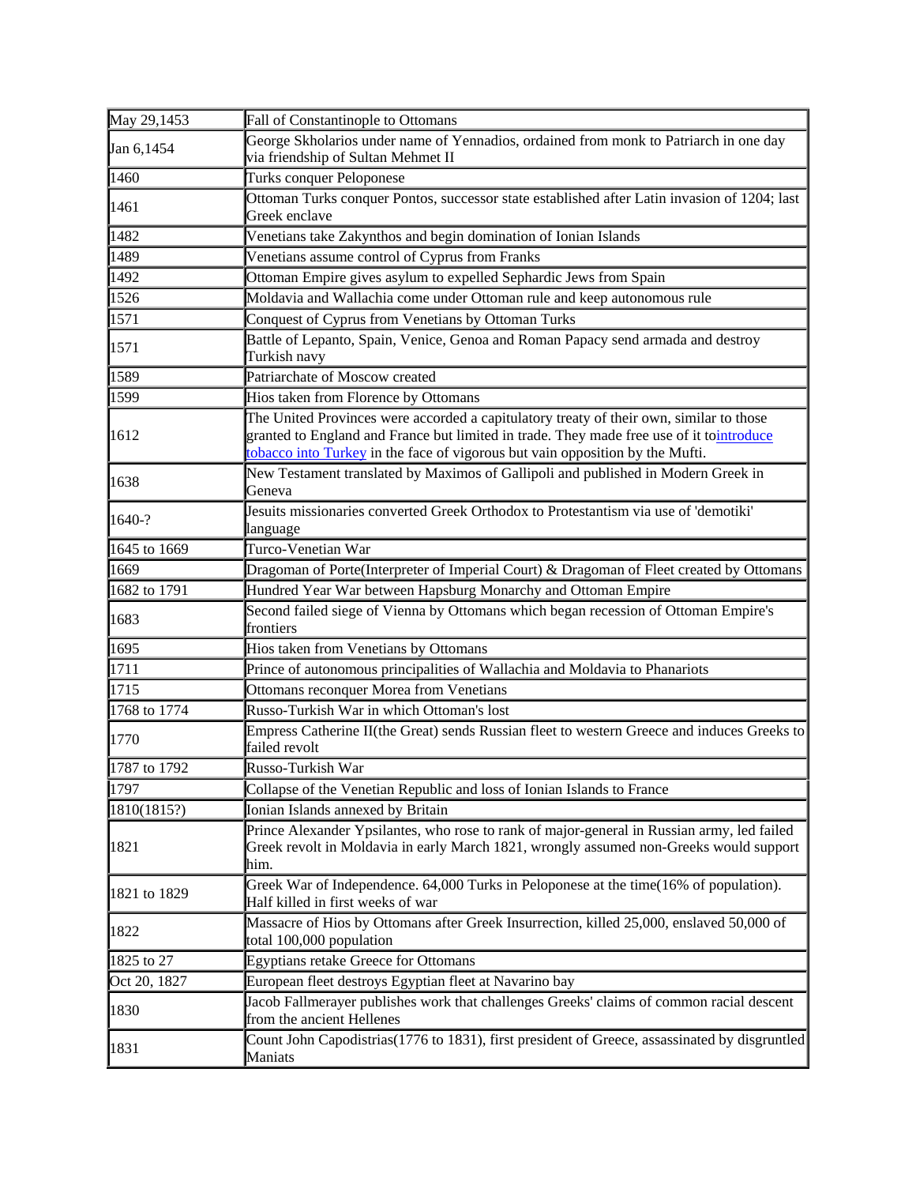| May 29,1453 | Fall of Constantinople to Ottomans |
|---|---|
| Jan 6,1454 | George Skholarios under name of Yennadios, ordained from monk to Patriarch in one day via friendship of Sultan Mehmet II |
| 1460 | Turks conquer Peloponese |
| 1461 | Ottoman Turks conquer Pontos, successor state established after Latin invasion of 1204; last Greek enclave |
| 1482 | Venetians take Zakynthos and begin domination of Ionian Islands |
| 1489 | Venetians assume control of Cyprus from Franks |
| 1492 | Ottoman Empire gives asylum to expelled Sephardic Jews from Spain |
| 1526 | Moldavia and Wallachia come under Ottoman rule and keep autonomous rule |
| 1571 | Conquest of Cyprus from Venetians by Ottoman Turks |
| 1571 | Battle of Lepanto, Spain, Venice, Genoa and Roman Papacy send armada and destroy Turkish navy |
| 1589 | Patriarchate of Moscow created |
| 1599 | Hios taken from Florence by Ottomans |
| 1612 | The United Provinces were accorded a capitulatory treaty of their own, similar to those granted to England and France but limited in trade. They made free use of it tointroduce tobacco into Turkey in the face of vigorous but vain opposition by the Mufti. |
| 1638 | New Testament translated by Maximos of Gallipoli and published in Modern Greek in Geneva |
| 1640-? | Jesuits missionaries converted Greek Orthodox to Protestantism via use of 'demotiki' language |
| 1645 to 1669 | Turco-Venetian War |
| 1669 | Dragoman of Porte(Interpreter of Imperial Court) & Dragoman of Fleet created by Ottomans |
| 1682 to 1791 | Hundred Year War between Hapsburg Monarchy and Ottoman Empire |
| 1683 | Second failed siege of Vienna by Ottomans which began recession of Ottoman Empire's frontiers |
| 1695 | Hios taken from Venetians by Ottomans |
| 1711 | Prince of autonomous principalities of Wallachia and Moldavia to Phanariots |
| 1715 | Ottomans reconquer Morea from Venetians |
| 1768 to 1774 | Russo-Turkish War in which Ottoman's lost |
| 1770 | Empress Catherine II(the Great) sends Russian fleet to western Greece and induces Greeks to failed revolt |
| 1787 to 1792 | Russo-Turkish War |
| 1797 | Collapse of the Venetian Republic and loss of Ionian Islands to France |
| 1810(1815?) | Ionian Islands annexed by Britain |
| 1821 | Prince Alexander Ypsilantes, who rose to rank of major-general in Russian army, led failed Greek revolt in Moldavia in early March 1821, wrongly assumed non-Greeks would support him. |
| 1821 to 1829 | Greek War of Independence. 64,000 Turks in Peloponese at the time(16% of population). Half killed in first weeks of war |
| 1822 | Massacre of Hios by Ottomans after Greek Insurrection, killed 25,000, enslaved 50,000 of total 100,000 population |
| 1825 to 27 | Egyptians retake Greece for Ottomans |
| Oct 20, 1827 | European fleet destroys Egyptian fleet at Navarino bay |
| 1830 | Jacob Fallmerayer publishes work that challenges Greeks' claims of common racial descent from the ancient Hellenes |
| 1831 | Count John Capodistrias(1776 to 1831), first president of Greece, assassinated by disgruntled Maniats |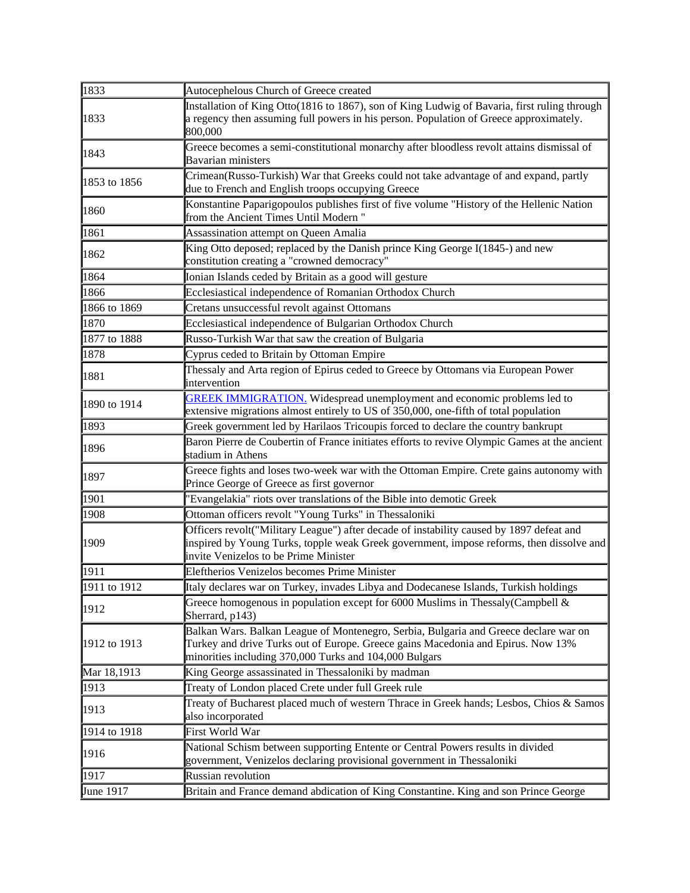| | |
|---|---|
| 1833 | Autocephelous Church of Greece created |
| 1833 | Installation of King Otto(1816 to 1867), son of King Ludwig of Bavaria, first ruling through a regency then assuming full powers in his person. Population of Greece approximately. 800,000 |
| 1843 | Greece becomes a semi-constitutional monarchy after bloodless revolt attains dismissal of Bavarian ministers |
| 1853 to 1856 | Crimean(Russo-Turkish) War that Greeks could not take advantage of and expand, partly due to French and English troops occupying Greece |
| 1860 | Konstantine Paparigopoulos publishes first of five volume "History of the Hellenic Nation from the Ancient Times Until Modern " |
| 1861 | Assassination attempt on Queen Amalia |
| 1862 | King Otto deposed; replaced by the Danish prince King George I(1845-) and new constitution creating a "crowned democracy" |
| 1864 | Ionian Islands ceded by Britain as a good will gesture |
| 1866 | Ecclesiastical independence of Romanian Orthodox Church |
| 1866 to 1869 | Cretans unsuccessful revolt against Ottomans |
| 1870 | Ecclesiastical independence of Bulgarian Orthodox Church |
| 1877 to 1888 | Russo-Turkish War that saw the creation of Bulgaria |
| 1878 | Cyprus ceded to Britain by Ottoman Empire |
| 1881 | Thessaly and Arta region of Epirus ceded to Greece by Ottomans via European Power intervention |
| 1890 to 1914 | GREEK IMMIGRATION. Widespread unemployment and economic problems led to extensive migrations almost entirely to US of 350,000, one-fifth of total population |
| 1893 | Greek government led by Harilaos Tricoupis forced to declare the country bankrupt |
| 1896 | Baron Pierre de Coubertin of France initiates efforts to revive Olympic Games at the ancient stadium in Athens |
| 1897 | Greece fights and loses two-week war with the Ottoman Empire. Crete gains autonomy with Prince George of Greece as first governor |
| 1901 | "Evangelakia" riots over translations of the Bible into demotic Greek |
| 1908 | Ottoman officers revolt "Young Turks" in Thessaloniki |
| 1909 | Officers revolt("Military League") after decade of instability caused by 1897 defeat and inspired by Young Turks, topple weak Greek government, impose reforms, then dissolve and invite Venizelos to be Prime Minister |
| 1911 | Eleftherios Venizelos becomes Prime Minister |
| 1911 to 1912 | Italy declares war on Turkey, invades Libya and Dodecanese Islands, Turkish holdings |
| 1912 | Greece homogenous in population except for 6000 Muslims in Thessaly(Campbell & Sherrard, p143) |
| 1912 to 1913 | Balkan Wars. Balkan League of Montenegro, Serbia, Bulgaria and Greece declare war on Turkey and drive Turks out of Europe. Greece gains Macedonia and Epirus. Now 13% minorities including 370,000 Turks and 104,000 Bulgars |
| Mar 18,1913 | King George assassinated in Thessaloniki by madman |
| 1913 | Treaty of London placed Crete under full Greek rule |
| 1913 | Treaty of Bucharest placed much of western Thrace in Greek hands; Lesbos, Chios & Samos also incorporated |
| 1914 to 1918 | First World War |
| 1916 | National Schism between supporting Entente or Central Powers results in divided government, Venizelos declaring provisional government in Thessaloniki |
| 1917 | Russian revolution |
| June 1917 | Britain and France demand abdication of King Constantine. King and son Prince George |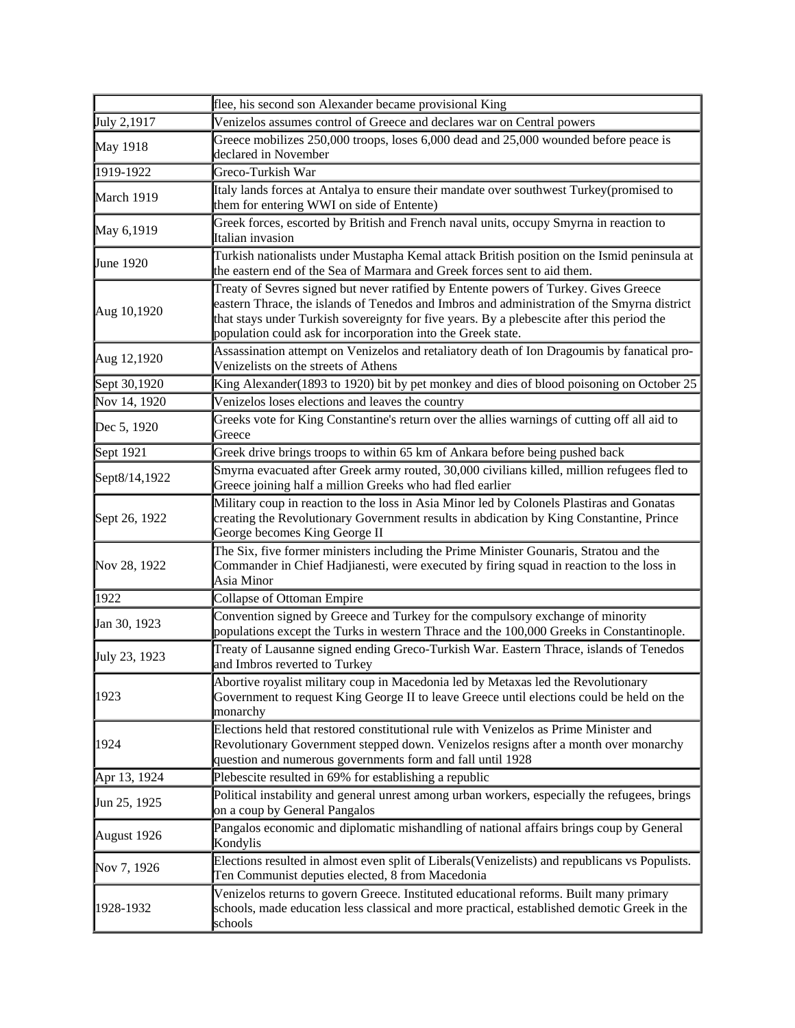| | |
|---|---|
| | flee, his second son Alexander became provisional King |
| July 2,1917 | Venizelos assumes control of Greece and declares war on Central powers |
| May 1918 | Greece mobilizes 250,000 troops, loses 6,000 dead and 25,000 wounded before peace is declared in November |
| 1919-1922 | Greco-Turkish War |
| March 1919 | Italy lands forces at Antalya to ensure their mandate over southwest Turkey(promised to them for entering WWI on side of Entente) |
| May 6,1919 | Greek forces, escorted by British and French naval units, occupy Smyrna in reaction to Italian invasion |
| June 1920 | Turkish nationalists under Mustapha Kemal attack British position on the Ismid peninsula at the eastern end of the Sea of Marmara and Greek forces sent to aid them. |
| Aug 10,1920 | Treaty of Sevres signed but never ratified by Entente powers of Turkey. Gives Greece eastern Thrace, the islands of Tenedos and Imbros and administration of the Smyrna district that stays under Turkish sovereignty for five years. By a plebescite after this period the population could ask for incorporation into the Greek state. |
| Aug 12,1920 | Assassination attempt on Venizelos and retaliatory death of Ion Dragoumis by fanatical pro-Venizelists on the streets of Athens |
| Sept 30,1920 | King Alexander(1893 to 1920) bit by pet monkey and dies of blood poisoning on October 25 |
| Nov 14, 1920 | Venizelos loses elections and leaves the country |
| Dec 5, 1920 | Greeks vote for King Constantine's return over the allies warnings of cutting off all aid to Greece |
| Sept 1921 | Greek drive brings troops to within 65 km of Ankara before being pushed back |
| Sept8/14,1922 | Smyrna evacuated after Greek army routed, 30,000 civilians killed, million refugees fled to Greece joining half a million Greeks who had fled earlier |
| Sept 26, 1922 | Military coup in reaction to the loss in Asia Minor led by Colonels Plastiras and Gonatas creating the Revolutionary Government results in abdication by King Constantine, Prince George becomes King George II |
| Nov 28, 1922 | The Six, five former ministers including the Prime Minister Gounaris, Stratou and the Commander in Chief Hadjianesti, were executed by firing squad in reaction to the loss in Asia Minor |
| 1922 | Collapse of Ottoman Empire |
| Jan 30, 1923 | Convention signed by Greece and Turkey for the compulsory exchange of minority populations except the Turks in western Thrace and the 100,000 Greeks in Constantinople. |
| July 23, 1923 | Treaty of Lausanne signed ending Greco-Turkish War. Eastern Thrace, islands of Tenedos and Imbros reverted to Turkey |
| 1923 | Abortive royalist military coup in Macedonia led by Metaxas led the Revolutionary Government to request King George II to leave Greece until elections could be held on the monarchy |
| 1924 | Elections held that restored constitutional rule with Venizelos as Prime Minister and Revolutionary Government stepped down. Venizelos resigns after a month over monarchy question and numerous governments form and fall until 1928 |
| Apr 13, 1924 | Plebescite resulted in 69% for establishing a republic |
| Jun 25, 1925 | Political instability and general unrest among urban workers, especially the refugees, brings on a coup by General Pangalos |
| August 1926 | Pangalos economic and diplomatic mishandling of national affairs brings coup by General Kondylis |
| Nov 7, 1926 | Elections resulted in almost even split of Liberals(Venizelists) and republicans vs Populists. Ten Communist deputies elected, 8 from Macedonia |
| 1928-1932 | Venizelos returns to govern Greece. Instituted educational reforms. Built many primary schools, made education less classical and more practical, established demotic Greek in the schools |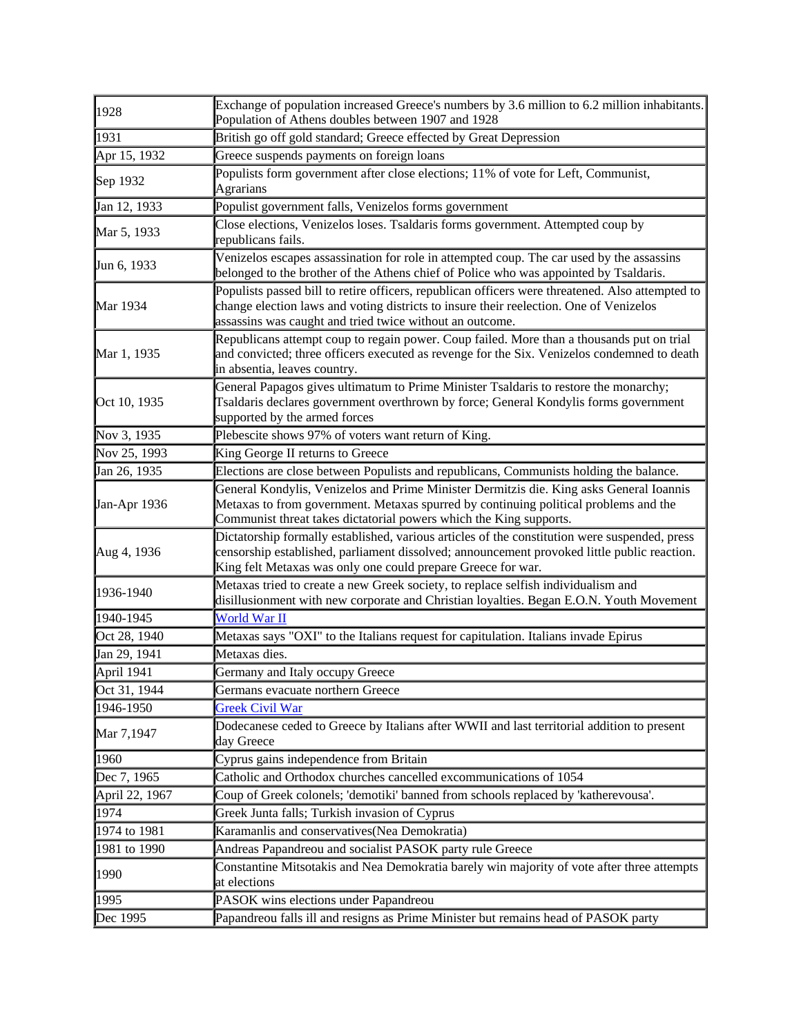| | |
|---|---|
| 1928 | Exchange of population increased Greece's numbers by 3.6 million to 6.2 million inhabitants. Population of Athens doubles between 1907 and 1928 |
| 1931 | British go off gold standard; Greece effected by Great Depression |
| Apr 15, 1932 | Greece suspends payments on foreign loans |
| Sep 1932 | Populists form government after close elections; 11% of vote for Left, Communist, Agrarians |
| Jan 12, 1933 | Populist government falls, Venizelos forms government |
| Mar 5, 1933 | Close elections, Venizelos loses. Tsaldaris forms government. Attempted coup by republicans fails. |
| Jun 6, 1933 | Venizelos escapes assassination for role in attempted coup. The car used by the assassins belonged to the brother of the Athens chief of Police who was appointed by Tsaldaris. |
| Mar 1934 | Populists passed bill to retire officers, republican officers were threatened. Also attempted to change election laws and voting districts to insure their reelection. One of Venizelos assassins was caught and tried twice without an outcome. |
| Mar 1, 1935 | Republicans attempt coup to regain power. Coup failed. More than a thousands put on trial and convicted; three officers executed as revenge for the Six. Venizelos condemned to death in absentia, leaves country. |
| Oct 10, 1935 | General Papagos gives ultimatum to Prime Minister Tsaldaris to restore the monarchy; Tsaldaris declares government overthrown by force; General Kondylis forms government supported by the armed forces |
| Nov 3, 1935 | Plebescite shows 97% of voters want return of King. |
| Nov 25, 1993 | King George II returns to Greece |
| Jan 26, 1935 | Elections are close between Populists and republicans, Communists holding the balance. |
| Jan-Apr 1936 | General Kondylis, Venizelos and Prime Minister Dermitzis die. King asks General Ioannis Metaxas to from government. Metaxas spurred by continuing political problems and the Communist threat takes dictatorial powers which the King supports. |
| Aug 4, 1936 | Dictatorship formally established, various articles of the constitution were suspended, press censorship established, parliament dissolved; announcement provoked little public reaction. King felt Metaxas was only one could prepare Greece for war. |
| 1936-1940 | Metaxas tried to create a new Greek society, to replace selfish individualism and disillusionment with new corporate and Christian loyalties. Began E.O.N. Youth Movement |
| 1940-1945 | World War II |
| Oct 28, 1940 | Metaxas says "OXI" to the Italians request for capitulation. Italians invade Epirus |
| Jan 29, 1941 | Metaxas dies. |
| April 1941 | Germany and Italy occupy Greece |
| Oct 31, 1944 | Germans evacuate northern Greece |
| 1946-1950 | Greek Civil War |
| Mar 7,1947 | Dodecanese ceded to Greece by Italians after WWII and last territorial addition to present day Greece |
| 1960 | Cyprus gains independence from Britain |
| Dec 7, 1965 | Catholic and Orthodox churches cancelled excommunications of 1054 |
| April 22, 1967 | Coup of Greek colonels; 'demotiki' banned from schools replaced by 'katherevousa'. |
| 1974 | Greek Junta falls; Turkish invasion of Cyprus |
| 1974 to 1981 | Karamanlis and conservatives(Nea Demokratia) |
| 1981 to 1990 | Andreas Papandreou and socialist PASOK party rule Greece |
| 1990 | Constantine Mitsotakis and Nea Demokratia barely win majority of vote after three attempts at elections |
| 1995 | PASOK wins elections under Papandreou |
| Dec 1995 | Papandreou falls ill and resigns as Prime Minister but remains head of PASOK party |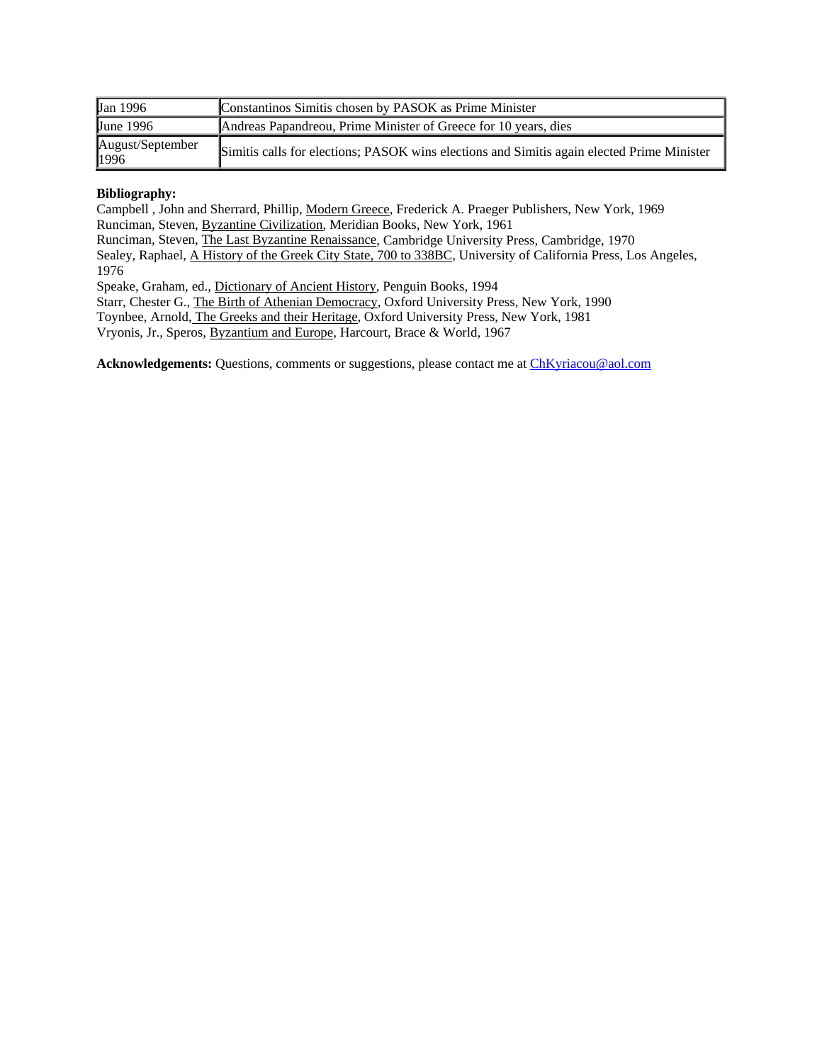| | |
|---|---|
| Jan 1996 | Constantinos Simitis chosen by PASOK as Prime Minister |
| June 1996 | Andreas Papandreou, Prime Minister of Greece for 10 years, dies |
| August/September 1996 | Simitis calls for elections; PASOK wins elections and Simitis again elected Prime Minister |

**Bibliography:**

Campbell , John and Sherrard, Phillip, Modern Greece, Frederick A. Praeger Publishers, New York, 1969
Runciman, Steven, Byzantine Civilization, Meridian Books, New York, 1961
Runciman, Steven, The Last Byzantine Renaissance, Cambridge University Press, Cambridge, 1970
Sealey, Raphael, A History of the Greek City State, 700 to 338BC, University of California Press, Los Angeles, 1976
Speake, Graham, ed., Dictionary of Ancient History, Penguin Books, 1994
Starr, Chester G., The Birth of Athenian Democracy, Oxford University Press, New York, 1990
Toynbee, Arnold, The Greeks and their Heritage, Oxford University Press, New York, 1981
Vryonis, Jr., Speros, Byzantium and Europe, Harcourt, Brace & World, 1967

**Acknowledgements:** Questions, comments or suggestions, please contact me at ChKyriacou@aol.com